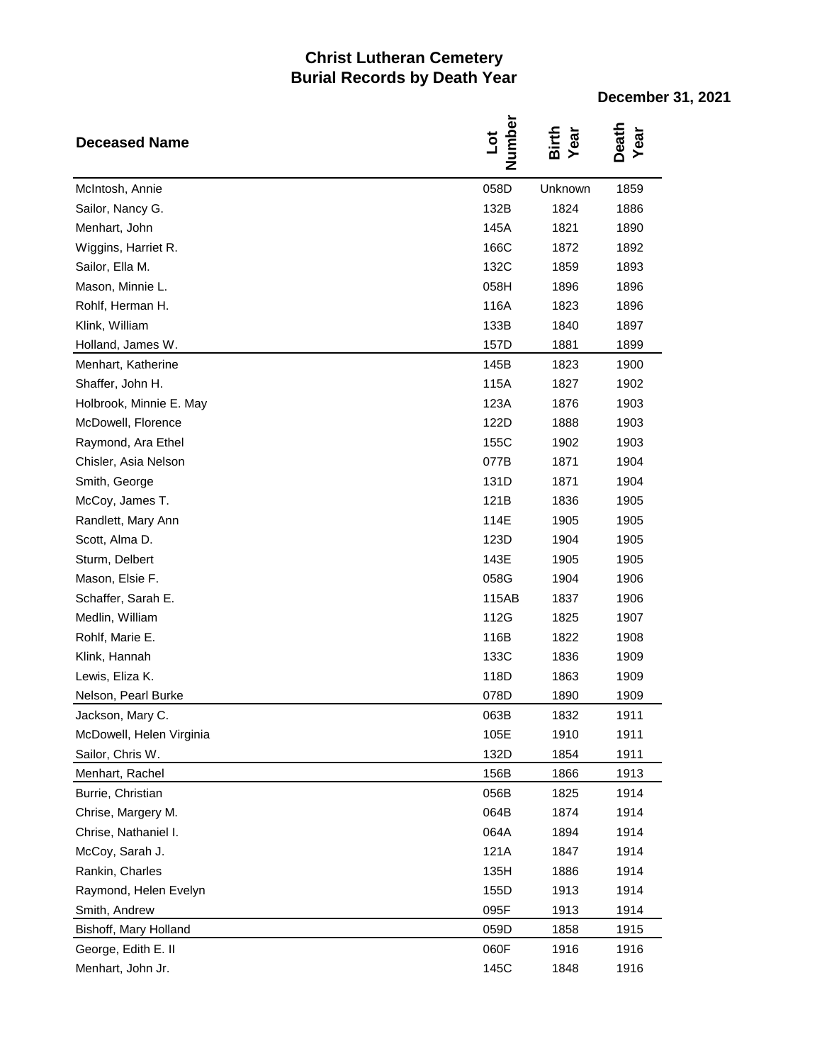# Christ Lutheran Cemetery
## Burial Records by Death Year

**December 31, 2021**

| Deceased Name | Lot Number | Birth Year | Death Year |
|---|---|---|---|
| McIntosh, Annie | 058D | Unknown | 1859 |
| Sailor, Nancy G. | 132B | 1824 | 1886 |
| Menhart, John | 145A | 1821 | 1890 |
| Wiggins, Harriet R. | 166C | 1872 | 1892 |
| Sailor, Ella M. | 132C | 1859 | 1893 |
| Mason, Minnie L. | 058H | 1896 | 1896 |
| Rohlf, Herman H. | 116A | 1823 | 1896 |
| Klink, William | 133B | 1840 | 1897 |
| Holland, James W. | 157D | 1881 | 1899 |
| Menhart, Katherine | 145B | 1823 | 1900 |
| Shaffer, John H. | 115A | 1827 | 1902 |
| Holbrook, Minnie E. May | 123A | 1876 | 1903 |
| McDowell, Florence | 122D | 1888 | 1903 |
| Raymond, Ara Ethel | 155C | 1902 | 1903 |
| Chisler, Asia Nelson | 077B | 1871 | 1904 |
| Smith, George | 131D | 1871 | 1904 |
| McCoy, James T. | 121B | 1836 | 1905 |
| Randlett, Mary Ann | 114E | 1905 | 1905 |
| Scott, Alma D. | 123D | 1904 | 1905 |
| Sturm, Delbert | 143E | 1905 | 1905 |
| Mason, Elsie F. | 058G | 1904 | 1906 |
| Schaffer, Sarah E. | 115AB | 1837 | 1906 |
| Medlin, William | 112G | 1825 | 1907 |
| Rohlf, Marie E. | 116B | 1822 | 1908 |
| Klink, Hannah | 133C | 1836 | 1909 |
| Lewis, Eliza K. | 118D | 1863 | 1909 |
| Nelson, Pearl Burke | 078D | 1890 | 1909 |
| Jackson, Mary C. | 063B | 1832 | 1911 |
| McDowell, Helen Virginia | 105E | 1910 | 1911 |
| Sailor, Chris W. | 132D | 1854 | 1911 |
| Menhart, Rachel | 156B | 1866 | 1913 |
| Burrie, Christian | 056B | 1825 | 1914 |
| Chrise, Margery M. | 064B | 1874 | 1914 |
| Chrise, Nathaniel I. | 064A | 1894 | 1914 |
| McCoy, Sarah J. | 121A | 1847 | 1914 |
| Rankin, Charles | 135H | 1886 | 1914 |
| Raymond, Helen Evelyn | 155D | 1913 | 1914 |
| Smith, Andrew | 095F | 1913 | 1914 |
| Bishoff, Mary Holland | 059D | 1858 | 1915 |
| George, Edith E. II | 060F | 1916 | 1916 |
| Menhart, John Jr. | 145C | 1848 | 1916 |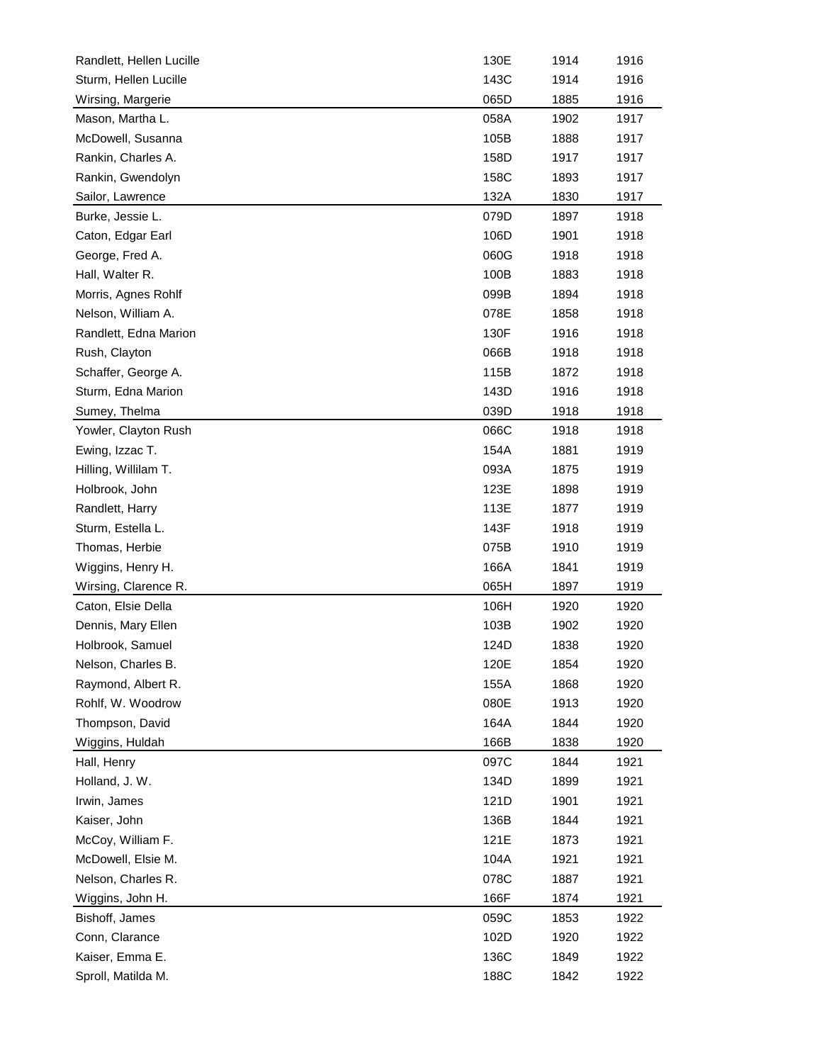| | | | |
|---|---|---|---|
| Randlett, Hellen Lucille | 130E | 1914 | 1916 |
| Sturm, Hellen Lucille | 143C | 1914 | 1916 |
| Wirsing, Margerie | 065D | 1885 | 1916 |
| Mason, Martha L. | 058A | 1902 | 1917 |
| McDowell, Susanna | 105B | 1888 | 1917 |
| Rankin, Charles A. | 158D | 1917 | 1917 |
| Rankin, Gwendolyn | 158C | 1893 | 1917 |
| Sailor, Lawrence | 132A | 1830 | 1917 |
| Burke, Jessie L. | 079D | 1897 | 1918 |
| Caton, Edgar Earl | 106D | 1901 | 1918 |
| George, Fred A. | 060G | 1918 | 1918 |
| Hall, Walter R. | 100B | 1883 | 1918 |
| Morris, Agnes Rohlf | 099B | 1894 | 1918 |
| Nelson, William A. | 078E | 1858 | 1918 |
| Randlett, Edna Marion | 130F | 1916 | 1918 |
| Rush, Clayton | 066B | 1918 | 1918 |
| Schaffer, George A. | 115B | 1872 | 1918 |
| Sturm, Edna Marion | 143D | 1916 | 1918 |
| Sumey, Thelma | 039D | 1918 | 1918 |
| Yowler, Clayton Rush | 066C | 1918 | 1918 |
| Ewing, Izzac T. | 154A | 1881 | 1919 |
| Hilling, Willilam T. | 093A | 1875 | 1919 |
| Holbrook, John | 123E | 1898 | 1919 |
| Randlett, Harry | 113E | 1877 | 1919 |
| Sturm, Estella L. | 143F | 1918 | 1919 |
| Thomas, Herbie | 075B | 1910 | 1919 |
| Wiggins, Henry H. | 166A | 1841 | 1919 |
| Wirsing, Clarence R. | 065H | 1897 | 1919 |
| Caton, Elsie Della | 106H | 1920 | 1920 |
| Dennis, Mary Ellen | 103B | 1902 | 1920 |
| Holbrook, Samuel | 124D | 1838 | 1920 |
| Nelson, Charles B. | 120E | 1854 | 1920 |
| Raymond, Albert R. | 155A | 1868 | 1920 |
| Rohlf, W. Woodrow | 080E | 1913 | 1920 |
| Thompson, David | 164A | 1844 | 1920 |
| Wiggins, Huldah | 166B | 1838 | 1920 |
| Hall, Henry | 097C | 1844 | 1921 |
| Holland, J. W. | 134D | 1899 | 1921 |
| Irwin, James | 121D | 1901 | 1921 |
| Kaiser, John | 136B | 1844 | 1921 |
| McCoy, William F. | 121E | 1873 | 1921 |
| McDowell, Elsie M. | 104A | 1921 | 1921 |
| Nelson, Charles R. | 078C | 1887 | 1921 |
| Wiggins, John H. | 166F | 1874 | 1921 |
| Bishoff, James | 059C | 1853 | 1922 |
| Conn, Clarance | 102D | 1920 | 1922 |
| Kaiser, Emma E. | 136C | 1849 | 1922 |
| Sproll, Matilda M. | 188C | 1842 | 1922 |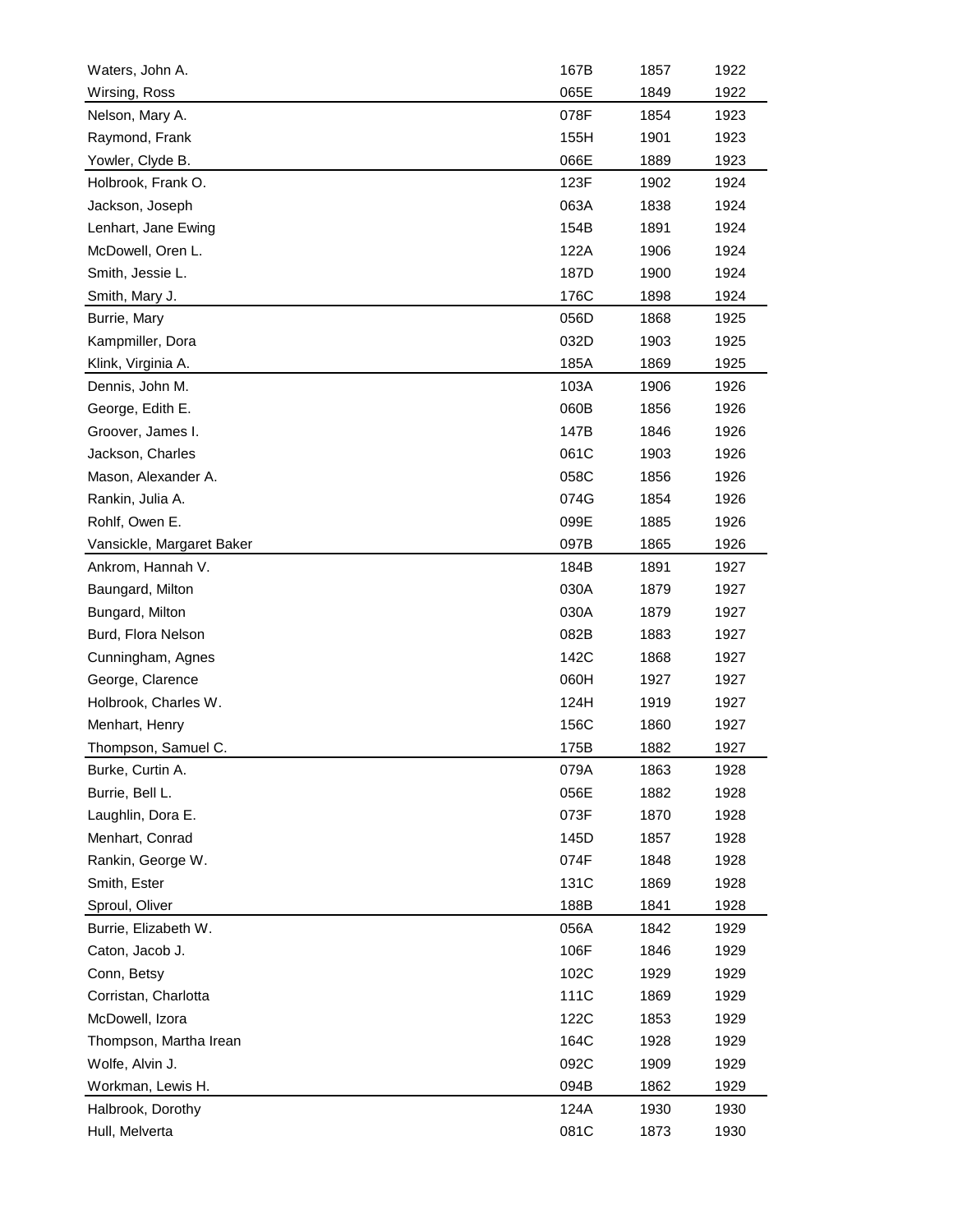| | | | |
|---|---|---|---|
| Waters, John A. | 167B | 1857 | 1922 |
| Wirsing, Ross | 065E | 1849 | 1922 |
| Nelson, Mary A. | 078F | 1854 | 1923 |
| Raymond, Frank | 155H | 1901 | 1923 |
| Yowler, Clyde B. | 066E | 1889 | 1923 |
| Holbrook, Frank O. | 123F | 1902 | 1924 |
| Jackson, Joseph | 063A | 1838 | 1924 |
| Lenhart, Jane Ewing | 154B | 1891 | 1924 |
| McDowell, Oren L. | 122A | 1906 | 1924 |
| Smith, Jessie L. | 187D | 1900 | 1924 |
| Smith, Mary J. | 176C | 1898 | 1924 |
| Burrie, Mary | 056D | 1868 | 1925 |
| Kampmiller, Dora | 032D | 1903 | 1925 |
| Klink, Virginia A. | 185A | 1869 | 1925 |
| Dennis, John M. | 103A | 1906 | 1926 |
| George, Edith E. | 060B | 1856 | 1926 |
| Groover, James I. | 147B | 1846 | 1926 |
| Jackson, Charles | 061C | 1903 | 1926 |
| Mason, Alexander A. | 058C | 1856 | 1926 |
| Rankin, Julia A. | 074G | 1854 | 1926 |
| Rohlf, Owen E. | 099E | 1885 | 1926 |
| Vansickle, Margaret Baker | 097B | 1865 | 1926 |
| Ankrom, Hannah V. | 184B | 1891 | 1927 |
| Baungard, Milton | 030A | 1879 | 1927 |
| Bungard, Milton | 030A | 1879 | 1927 |
| Burd, Flora Nelson | 082B | 1883 | 1927 |
| Cunningham, Agnes | 142C | 1868 | 1927 |
| George, Clarence | 060H | 1927 | 1927 |
| Holbrook, Charles W. | 124H | 1919 | 1927 |
| Menhart, Henry | 156C | 1860 | 1927 |
| Thompson, Samuel C. | 175B | 1882 | 1927 |
| Burke, Curtin A. | 079A | 1863 | 1928 |
| Burrie, Bell L. | 056E | 1882 | 1928 |
| Laughlin, Dora E. | 073F | 1870 | 1928 |
| Menhart, Conrad | 145D | 1857 | 1928 |
| Rankin, George W. | 074F | 1848 | 1928 |
| Smith, Ester | 131C | 1869 | 1928 |
| Sproul, Oliver | 188B | 1841 | 1928 |
| Burrie, Elizabeth W. | 056A | 1842 | 1929 |
| Caton, Jacob J. | 106F | 1846 | 1929 |
| Conn, Betsy | 102C | 1929 | 1929 |
| Corristan, Charlotta | 111C | 1869 | 1929 |
| McDowell, Izora | 122C | 1853 | 1929 |
| Thompson, Martha Irean | 164C | 1928 | 1929 |
| Wolfe, Alvin J. | 092C | 1909 | 1929 |
| Workman, Lewis H. | 094B | 1862 | 1929 |
| Halbrook, Dorothy | 124A | 1930 | 1930 |
| Hull, Melverta | 081C | 1873 | 1930 |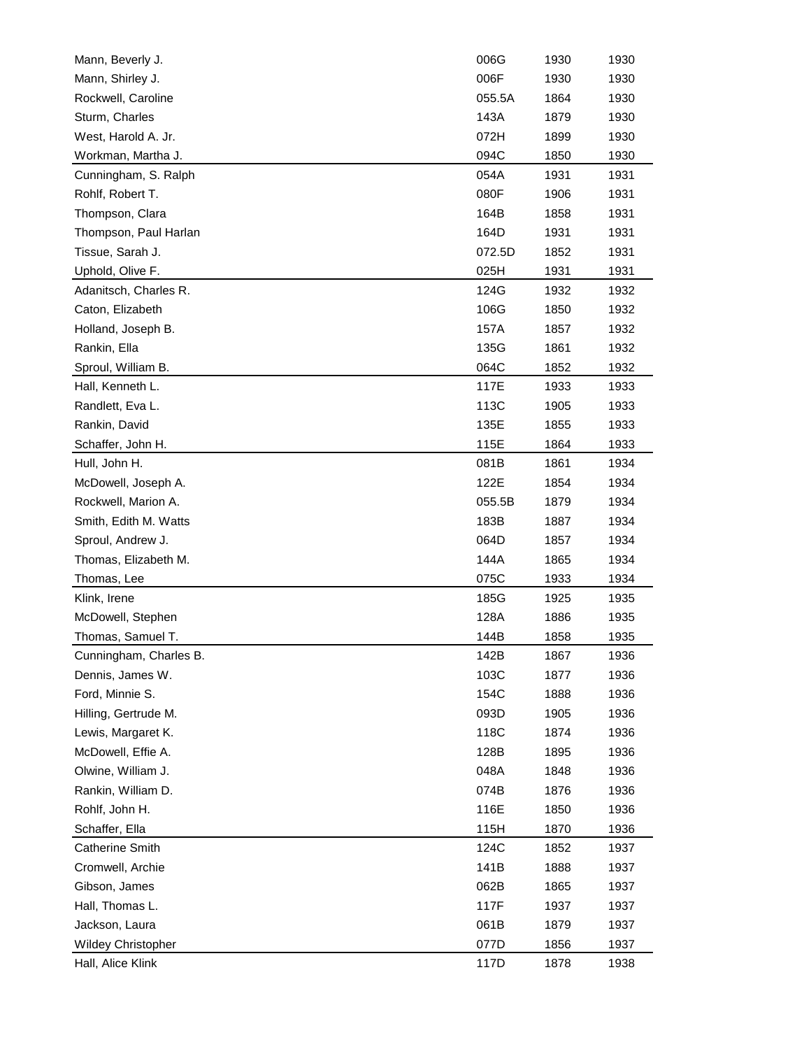| | | | |
|---|---|---|---|
| Mann, Beverly J. | 006G | 1930 | 1930 |
| Mann, Shirley J. | 006F | 1930 | 1930 |
| Rockwell, Caroline | 055.5A | 1864 | 1930 |
| Sturm, Charles | 143A | 1879 | 1930 |
| West, Harold A. Jr. | 072H | 1899 | 1930 |
| Workman, Martha J. | 094C | 1850 | 1930 |
| Cunningham, S. Ralph | 054A | 1931 | 1931 |
| Rohlf, Robert T. | 080F | 1906 | 1931 |
| Thompson, Clara | 164B | 1858 | 1931 |
| Thompson, Paul Harlan | 164D | 1931 | 1931 |
| Tissue, Sarah J. | 072.5D | 1852 | 1931 |
| Uphold, Olive F. | 025H | 1931 | 1931 |
| Adanitsch, Charles R. | 124G | 1932 | 1932 |
| Caton, Elizabeth | 106G | 1850 | 1932 |
| Holland, Joseph B. | 157A | 1857 | 1932 |
| Rankin, Ella | 135G | 1861 | 1932 |
| Sproul, William B. | 064C | 1852 | 1932 |
| Hall, Kenneth L. | 117E | 1933 | 1933 |
| Randlett, Eva L. | 113C | 1905 | 1933 |
| Rankin, David | 135E | 1855 | 1933 |
| Schaffer, John H. | 115E | 1864 | 1933 |
| Hull, John H. | 081B | 1861 | 1934 |
| McDowell, Joseph A. | 122E | 1854 | 1934 |
| Rockwell, Marion A. | 055.5B | 1879 | 1934 |
| Smith, Edith M. Watts | 183B | 1887 | 1934 |
| Sproul, Andrew J. | 064D | 1857 | 1934 |
| Thomas, Elizabeth M. | 144A | 1865 | 1934 |
| Thomas, Lee | 075C | 1933 | 1934 |
| Klink, Irene | 185G | 1925 | 1935 |
| McDowell, Stephen | 128A | 1886 | 1935 |
| Thomas, Samuel T. | 144B | 1858 | 1935 |
| Cunningham, Charles B. | 142B | 1867 | 1936 |
| Dennis, James W. | 103C | 1877 | 1936 |
| Ford, Minnie S. | 154C | 1888 | 1936 |
| Hilling, Gertrude M. | 093D | 1905 | 1936 |
| Lewis, Margaret K. | 118C | 1874 | 1936 |
| McDowell, Effie A. | 128B | 1895 | 1936 |
| Olwine, William J. | 048A | 1848 | 1936 |
| Rankin, William D. | 074B | 1876 | 1936 |
| Rohlf, John H. | 116E | 1850 | 1936 |
| Schaffer, Ella | 115H | 1870 | 1936 |
| Catherine Smith | 124C | 1852 | 1937 |
| Cromwell, Archie | 141B | 1888 | 1937 |
| Gibson, James | 062B | 1865 | 1937 |
| Hall, Thomas L. | 117F | 1937 | 1937 |
| Jackson, Laura | 061B | 1879 | 1937 |
| Wildey Christopher | 077D | 1856 | 1937 |
| Hall, Alice Klink | 117D | 1878 | 1938 |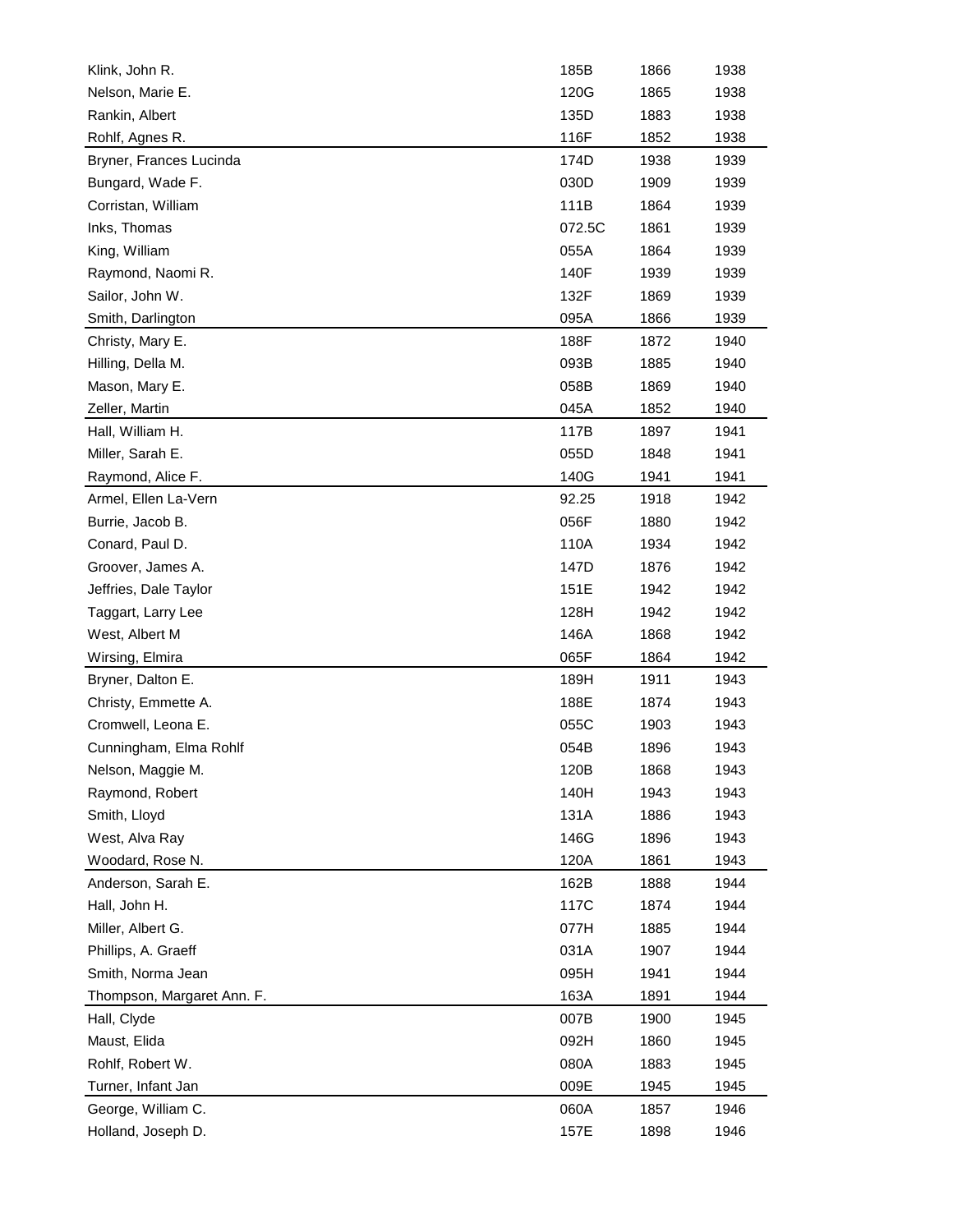| Name | Plot | Born | Died |
|---|---|---|---|
| Klink, John R. | 185B | 1866 | 1938 |
| Nelson, Marie E. | 120G | 1865 | 1938 |
| Rankin, Albert | 135D | 1883 | 1938 |
| Rohlf, Agnes R. | 116F | 1852 | 1938 |
| Bryner, Frances Lucinda | 174D | 1938 | 1939 |
| Bungard, Wade F. | 030D | 1909 | 1939 |
| Corristan, William | 111B | 1864 | 1939 |
| Inks, Thomas | 072.5C | 1861 | 1939 |
| King, William | 055A | 1864 | 1939 |
| Raymond, Naomi R. | 140F | 1939 | 1939 |
| Sailor, John W. | 132F | 1869 | 1939 |
| Smith, Darlington | 095A | 1866 | 1939 |
| Christy, Mary E. | 188F | 1872 | 1940 |
| Hilling, Della M. | 093B | 1885 | 1940 |
| Mason, Mary E. | 058B | 1869 | 1940 |
| Zeller, Martin | 045A | 1852 | 1940 |
| Hall, William H. | 117B | 1897 | 1941 |
| Miller, Sarah E. | 055D | 1848 | 1941 |
| Raymond, Alice F. | 140G | 1941 | 1941 |
| Armel, Ellen La-Vern | 92.25 | 1918 | 1942 |
| Burrie, Jacob B. | 056F | 1880 | 1942 |
| Conard, Paul D. | 110A | 1934 | 1942 |
| Groover, James A. | 147D | 1876 | 1942 |
| Jeffries, Dale Taylor | 151E | 1942 | 1942 |
| Taggart, Larry Lee | 128H | 1942 | 1942 |
| West, Albert M | 146A | 1868 | 1942 |
| Wirsing, Elmira | 065F | 1864 | 1942 |
| Bryner, Dalton E. | 189H | 1911 | 1943 |
| Christy, Emmette A. | 188E | 1874 | 1943 |
| Cromwell, Leona E. | 055C | 1903 | 1943 |
| Cunningham, Elma Rohlf | 054B | 1896 | 1943 |
| Nelson, Maggie M. | 120B | 1868 | 1943 |
| Raymond, Robert | 140H | 1943 | 1943 |
| Smith, Lloyd | 131A | 1886 | 1943 |
| West, Alva Ray | 146G | 1896 | 1943 |
| Woodard, Rose N. | 120A | 1861 | 1943 |
| Anderson, Sarah E. | 162B | 1888 | 1944 |
| Hall, John H. | 117C | 1874 | 1944 |
| Miller, Albert G. | 077H | 1885 | 1944 |
| Phillips, A. Graeff | 031A | 1907 | 1944 |
| Smith, Norma Jean | 095H | 1941 | 1944 |
| Thompson, Margaret Ann. F. | 163A | 1891 | 1944 |
| Hall, Clyde | 007B | 1900 | 1945 |
| Maust, Elida | 092H | 1860 | 1945 |
| Rohlf, Robert W. | 080A | 1883 | 1945 |
| Turner, Infant Jan | 009E | 1945 | 1945 |
| George, William C. | 060A | 1857 | 1946 |
| Holland, Joseph D. | 157E | 1898 | 1946 |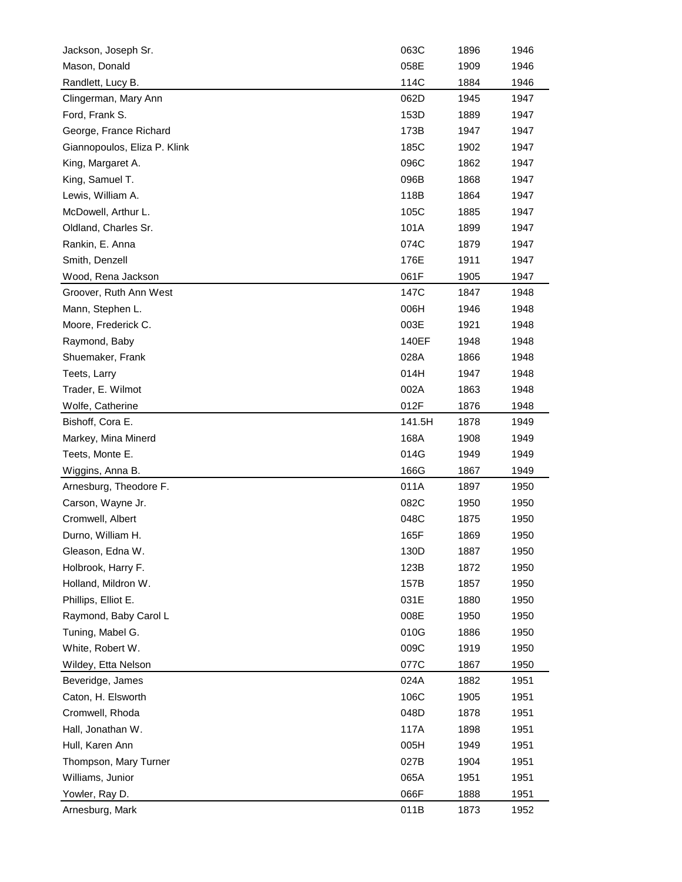| | | | |
|---|---|---|---|
| Jackson, Joseph Sr. | 063C | 1896 | 1946 |
| Mason, Donald | 058E | 1909 | 1946 |
| Randlett, Lucy B. | 114C | 1884 | 1946 |
| Clingerman, Mary Ann | 062D | 1945 | 1947 |
| Ford, Frank S. | 153D | 1889 | 1947 |
| George, France Richard | 173B | 1947 | 1947 |
| Giannopoulos, Eliza P. Klink | 185C | 1902 | 1947 |
| King, Margaret A. | 096C | 1862 | 1947 |
| King, Samuel T. | 096B | 1868 | 1947 |
| Lewis, William A. | 118B | 1864 | 1947 |
| McDowell, Arthur L. | 105C | 1885 | 1947 |
| Oldland, Charles Sr. | 101A | 1899 | 1947 |
| Rankin, E. Anna | 074C | 1879 | 1947 |
| Smith, Denzell | 176E | 1911 | 1947 |
| Wood, Rena Jackson | 061F | 1905 | 1947 |
| Groover, Ruth Ann West | 147C | 1847 | 1948 |
| Mann, Stephen L. | 006H | 1946 | 1948 |
| Moore, Frederick C. | 003E | 1921 | 1948 |
| Raymond, Baby | 140EF | 1948 | 1948 |
| Shuemaker, Frank | 028A | 1866 | 1948 |
| Teets, Larry | 014H | 1947 | 1948 |
| Trader, E. Wilmot | 002A | 1863 | 1948 |
| Wolfe, Catherine | 012F | 1876 | 1948 |
| Bishoff, Cora E. | 141.5H | 1878 | 1949 |
| Markey, Mina Minerd | 168A | 1908 | 1949 |
| Teets, Monte E. | 014G | 1949 | 1949 |
| Wiggins, Anna B. | 166G | 1867 | 1949 |
| Arnesburg, Theodore F. | 011A | 1897 | 1950 |
| Carson, Wayne Jr. | 082C | 1950 | 1950 |
| Cromwell, Albert | 048C | 1875 | 1950 |
| Durno, William H. | 165F | 1869 | 1950 |
| Gleason, Edna W. | 130D | 1887 | 1950 |
| Holbrook, Harry F. | 123B | 1872 | 1950 |
| Holland, Mildron W. | 157B | 1857 | 1950 |
| Phillips, Elliot E. | 031E | 1880 | 1950 |
| Raymond, Baby Carol L | 008E | 1950 | 1950 |
| Tuning, Mabel G. | 010G | 1886 | 1950 |
| White, Robert W. | 009C | 1919 | 1950 |
| Wildey, Etta Nelson | 077C | 1867 | 1950 |
| Beveridge, James | 024A | 1882 | 1951 |
| Caton, H. Elsworth | 106C | 1905 | 1951 |
| Cromwell, Rhoda | 048D | 1878 | 1951 |
| Hall, Jonathan W. | 117A | 1898 | 1951 |
| Hull, Karen Ann | 005H | 1949 | 1951 |
| Thompson, Mary Turner | 027B | 1904 | 1951 |
| Williams, Junior | 065A | 1951 | 1951 |
| Yowler, Ray D. | 066F | 1888 | 1951 |
| Arnesburg, Mark | 011B | 1873 | 1952 |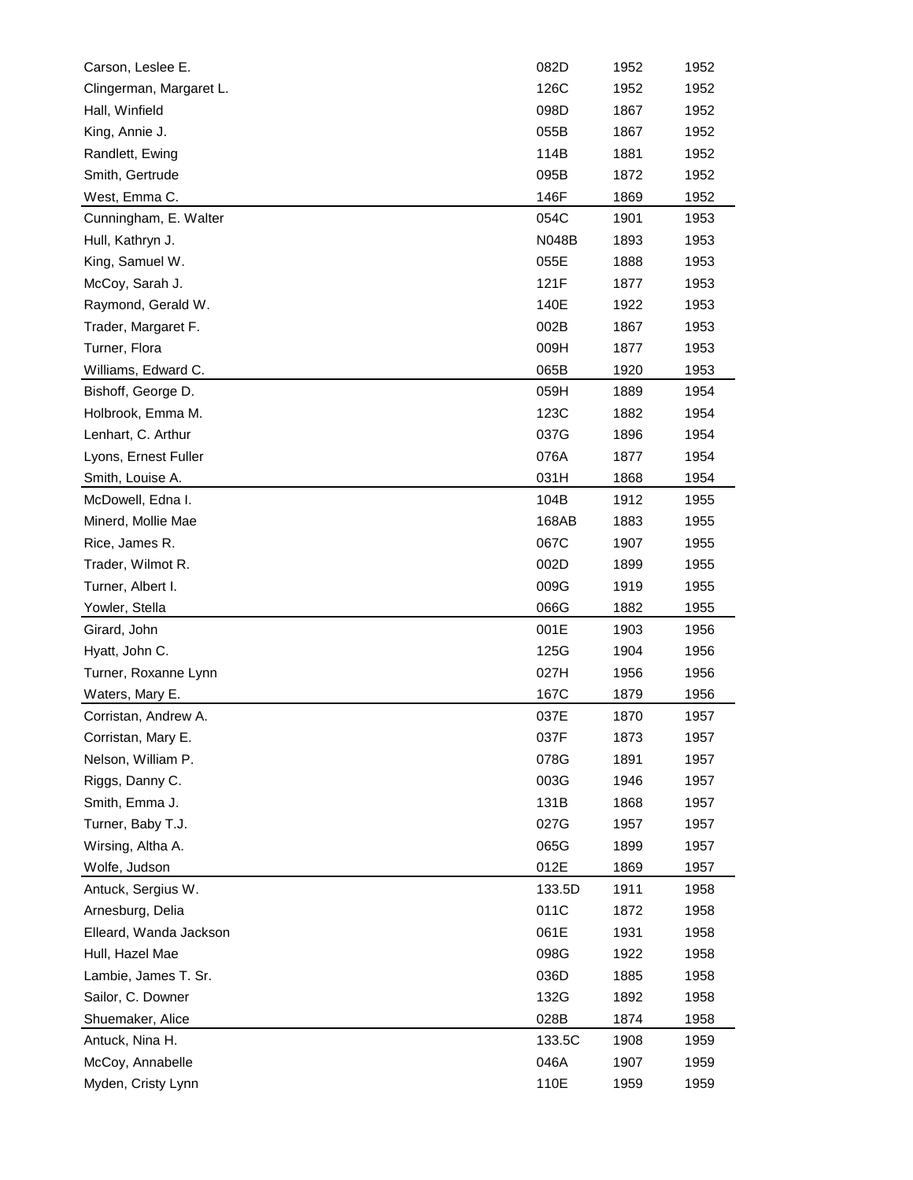| | | | |
|---|---|---|---|
| Carson, Leslee E. | 082D | 1952 | 1952 |
| Clingerman, Margaret L. | 126C | 1952 | 1952 |
| Hall, Winfield | 098D | 1867 | 1952 |
| King, Annie J. | 055B | 1867 | 1952 |
| Randlett, Ewing | 114B | 1881 | 1952 |
| Smith, Gertrude | 095B | 1872 | 1952 |
| West, Emma C. | 146F | 1869 | 1952 |
| Cunningham, E. Walter | 054C | 1901 | 1953 |
| Hull, Kathryn J. | N048B | 1893 | 1953 |
| King, Samuel W. | 055E | 1888 | 1953 |
| McCoy, Sarah J. | 121F | 1877 | 1953 |
| Raymond, Gerald W. | 140E | 1922 | 1953 |
| Trader, Margaret F. | 002B | 1867 | 1953 |
| Turner, Flora | 009H | 1877 | 1953 |
| Williams, Edward C. | 065B | 1920 | 1953 |
| Bishoff, George D. | 059H | 1889 | 1954 |
| Holbrook, Emma M. | 123C | 1882 | 1954 |
| Lenhart, C. Arthur | 037G | 1896 | 1954 |
| Lyons, Ernest Fuller | 076A | 1877 | 1954 |
| Smith, Louise A. | 031H | 1868 | 1954 |
| McDowell, Edna I. | 104B | 1912 | 1955 |
| Minerd, Mollie Mae | 168AB | 1883 | 1955 |
| Rice, James R. | 067C | 1907 | 1955 |
| Trader, Wilmot R. | 002D | 1899 | 1955 |
| Turner, Albert I. | 009G | 1919 | 1955 |
| Yowler, Stella | 066G | 1882 | 1955 |
| Girard, John | 001E | 1903 | 1956 |
| Hyatt, John C. | 125G | 1904 | 1956 |
| Turner, Roxanne Lynn | 027H | 1956 | 1956 |
| Waters, Mary E. | 167C | 1879 | 1956 |
| Corristan, Andrew A. | 037E | 1870 | 1957 |
| Corristan, Mary E. | 037F | 1873 | 1957 |
| Nelson, William P. | 078G | 1891 | 1957 |
| Riggs, Danny C. | 003G | 1946 | 1957 |
| Smith, Emma J. | 131B | 1868 | 1957 |
| Turner, Baby T.J. | 027G | 1957 | 1957 |
| Wirsing, Altha A. | 065G | 1899 | 1957 |
| Wolfe, Judson | 012E | 1869 | 1957 |
| Antuck, Sergius W. | 133.5D | 1911 | 1958 |
| Arnesburg, Delia | 011C | 1872 | 1958 |
| Elleard, Wanda Jackson | 061E | 1931 | 1958 |
| Hull, Hazel Mae | 098G | 1922 | 1958 |
| Lambie, James T. Sr. | 036D | 1885 | 1958 |
| Sailor, C. Downer | 132G | 1892 | 1958 |
| Shuemaker, Alice | 028B | 1874 | 1958 |
| Antuck, Nina H. | 133.5C | 1908 | 1959 |
| McCoy, Annabelle | 046A | 1907 | 1959 |
| Myden, Cristy Lynn | 110E | 1959 | 1959 |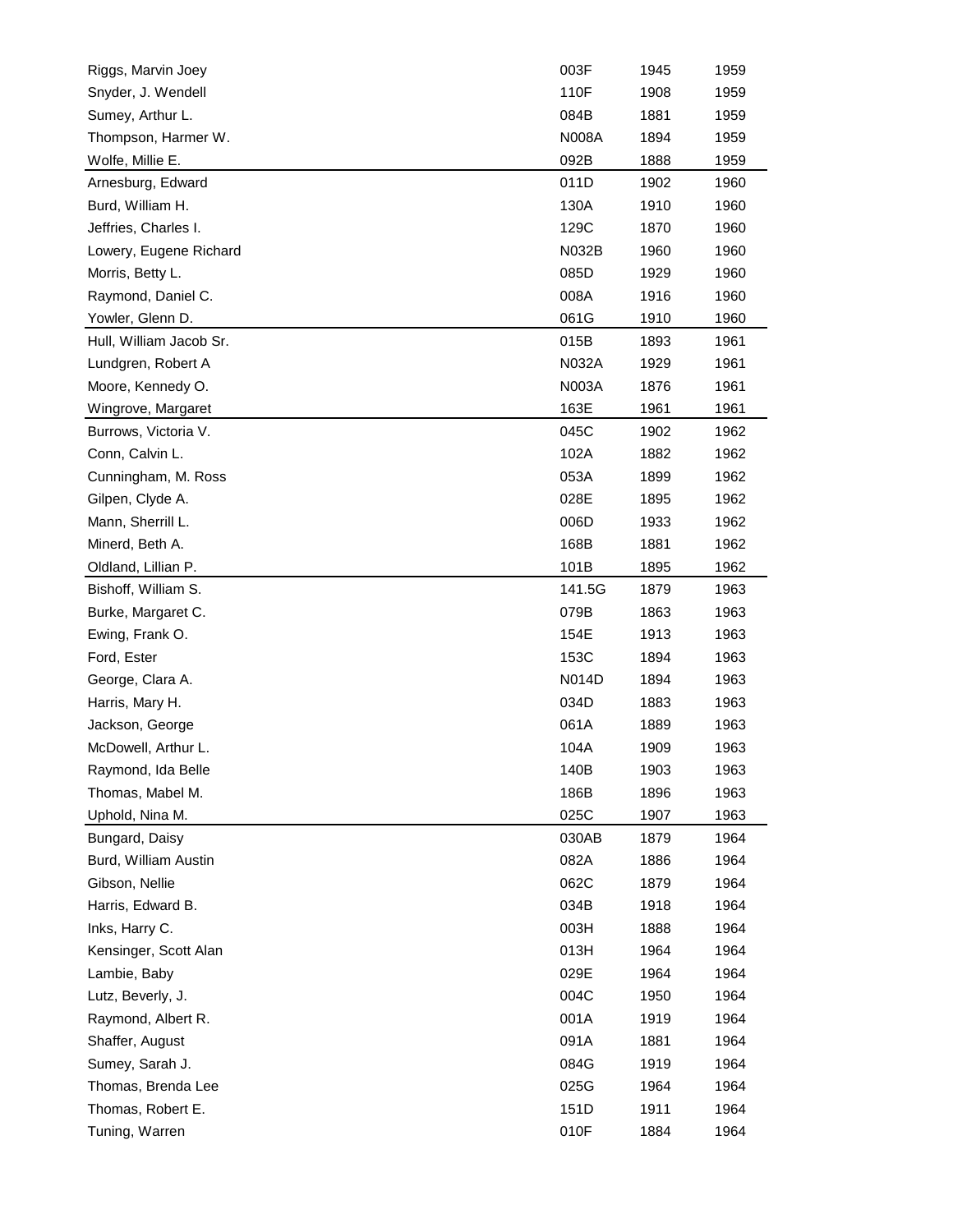| | | | |
|---|---|---|---|
| Riggs, Marvin Joey | 003F | 1945 | 1959 |
| Snyder, J. Wendell | 110F | 1908 | 1959 |
| Sumey, Arthur L. | 084B | 1881 | 1959 |
| Thompson, Harmer W. | N008A | 1894 | 1959 |
| Wolfe, Millie E. | 092B | 1888 | 1959 |
| Arnesburg, Edward | 011D | 1902 | 1960 |
| Burd, William H. | 130A | 1910 | 1960 |
| Jeffries, Charles I. | 129C | 1870 | 1960 |
| Lowery, Eugene Richard | N032B | 1960 | 1960 |
| Morris, Betty L. | 085D | 1929 | 1960 |
| Raymond, Daniel C. | 008A | 1916 | 1960 |
| Yowler, Glenn D. | 061G | 1910 | 1960 |
| Hull, William Jacob Sr. | 015B | 1893 | 1961 |
| Lundgren, Robert A | N032A | 1929 | 1961 |
| Moore, Kennedy O. | N003A | 1876 | 1961 |
| Wingrove, Margaret | 163E | 1961 | 1961 |
| Burrows, Victoria V. | 045C | 1902 | 1962 |
| Conn, Calvin L. | 102A | 1882 | 1962 |
| Cunningham, M. Ross | 053A | 1899 | 1962 |
| Gilpen, Clyde A. | 028E | 1895 | 1962 |
| Mann, Sherrill L. | 006D | 1933 | 1962 |
| Minerd, Beth A. | 168B | 1881 | 1962 |
| Oldland, Lillian P. | 101B | 1895 | 1962 |
| Bishoff, William S. | 141.5G | 1879 | 1963 |
| Burke, Margaret C. | 079B | 1863 | 1963 |
| Ewing, Frank O. | 154E | 1913 | 1963 |
| Ford, Ester | 153C | 1894 | 1963 |
| George, Clara A. | N014D | 1894 | 1963 |
| Harris, Mary H. | 034D | 1883 | 1963 |
| Jackson, George | 061A | 1889 | 1963 |
| McDowell, Arthur L. | 104A | 1909 | 1963 |
| Raymond, Ida Belle | 140B | 1903 | 1963 |
| Thomas, Mabel M. | 186B | 1896 | 1963 |
| Uphold, Nina M. | 025C | 1907 | 1963 |
| Bungard, Daisy | 030AB | 1879 | 1964 |
| Burd, William Austin | 082A | 1886 | 1964 |
| Gibson, Nellie | 062C | 1879 | 1964 |
| Harris, Edward B. | 034B | 1918 | 1964 |
| Inks, Harry C. | 003H | 1888 | 1964 |
| Kensinger, Scott Alan | 013H | 1964 | 1964 |
| Lambie, Baby | 029E | 1964 | 1964 |
| Lutz, Beverly, J. | 004C | 1950 | 1964 |
| Raymond, Albert R. | 001A | 1919 | 1964 |
| Shaffer, August | 091A | 1881 | 1964 |
| Sumey, Sarah J. | 084G | 1919 | 1964 |
| Thomas, Brenda Lee | 025G | 1964 | 1964 |
| Thomas, Robert E. | 151D | 1911 | 1964 |
| Tuning, Warren | 010F | 1884 | 1964 |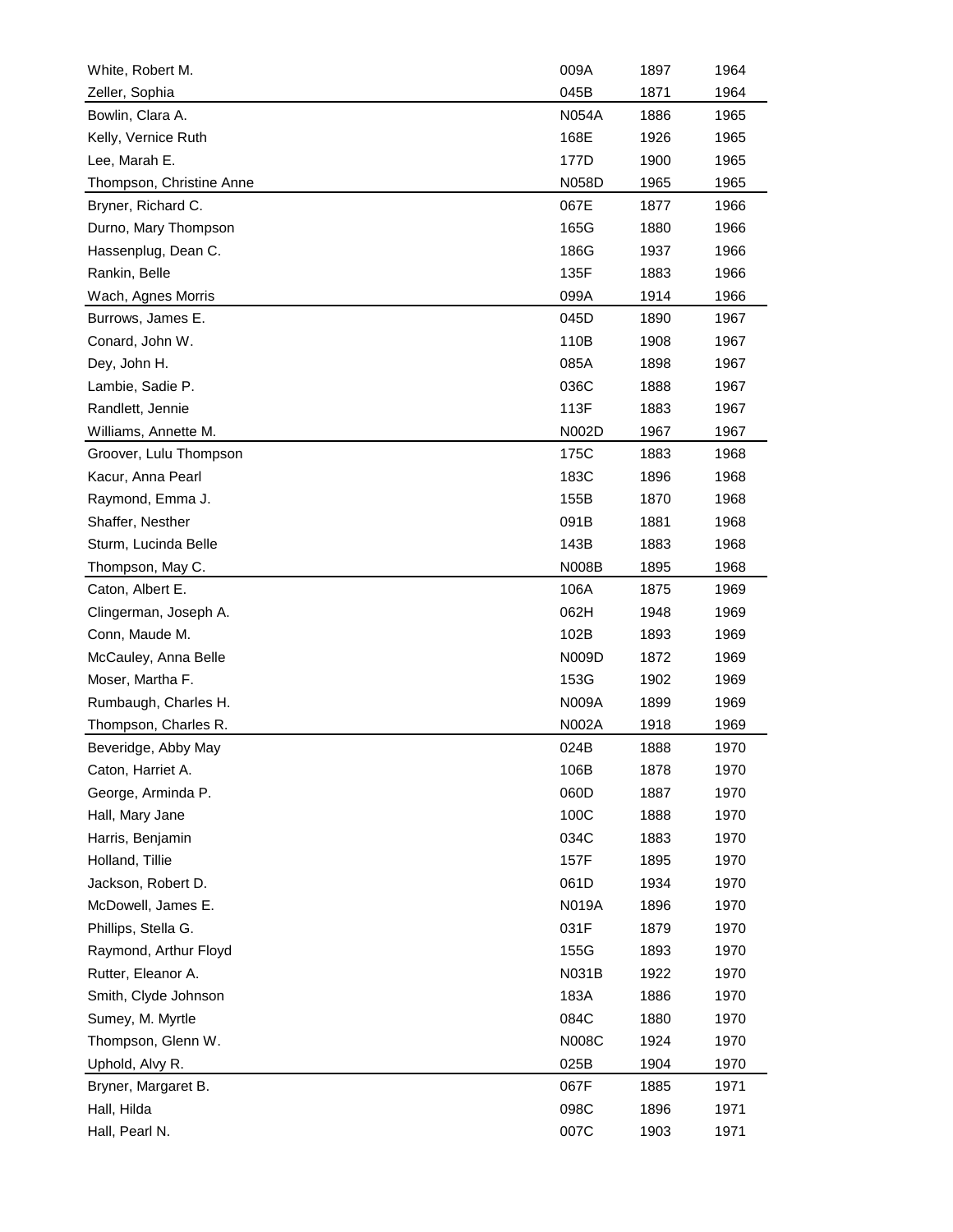| | | | |
|---|---|---|---|
| White, Robert M. | 009A | 1897 | 1964 |
| Zeller, Sophia | 045B | 1871 | 1964 |
| Bowlin, Clara A. | N054A | 1886 | 1965 |
| Kelly, Vernice Ruth | 168E | 1926 | 1965 |
| Lee, Marah E. | 177D | 1900 | 1965 |
| Thompson, Christine Anne | N058D | 1965 | 1965 |
| Bryner, Richard C. | 067E | 1877 | 1966 |
| Durno, Mary Thompson | 165G | 1880 | 1966 |
| Hassenplug, Dean C. | 186G | 1937 | 1966 |
| Rankin, Belle | 135F | 1883 | 1966 |
| Wach, Agnes Morris | 099A | 1914 | 1966 |
| Burrows, James E. | 045D | 1890 | 1967 |
| Conard, John W. | 110B | 1908 | 1967 |
| Dey, John H. | 085A | 1898 | 1967 |
| Lambie, Sadie P. | 036C | 1888 | 1967 |
| Randlett, Jennie | 113F | 1883 | 1967 |
| Williams, Annette M. | N002D | 1967 | 1967 |
| Groover, Lulu Thompson | 175C | 1883 | 1968 |
| Kacur, Anna Pearl | 183C | 1896 | 1968 |
| Raymond, Emma J. | 155B | 1870 | 1968 |
| Shaffer, Nesther | 091B | 1881 | 1968 |
| Sturm, Lucinda Belle | 143B | 1883 | 1968 |
| Thompson, May C. | N008B | 1895 | 1968 |
| Caton, Albert E. | 106A | 1875 | 1969 |
| Clingerman, Joseph A. | 062H | 1948 | 1969 |
| Conn, Maude M. | 102B | 1893 | 1969 |
| McCauley, Anna Belle | N009D | 1872 | 1969 |
| Moser, Martha F. | 153G | 1902 | 1969 |
| Rumbaugh, Charles H. | N009A | 1899 | 1969 |
| Thompson, Charles R. | N002A | 1918 | 1969 |
| Beveridge, Abby May | 024B | 1888 | 1970 |
| Caton, Harriet A. | 106B | 1878 | 1970 |
| George, Arminda P. | 060D | 1887 | 1970 |
| Hall, Mary Jane | 100C | 1888 | 1970 |
| Harris, Benjamin | 034C | 1883 | 1970 |
| Holland, Tillie | 157F | 1895 | 1970 |
| Jackson, Robert D. | 061D | 1934 | 1970 |
| McDowell, James E. | N019A | 1896 | 1970 |
| Phillips, Stella G. | 031F | 1879 | 1970 |
| Raymond, Arthur Floyd | 155G | 1893 | 1970 |
| Rutter, Eleanor A. | N031B | 1922 | 1970 |
| Smith, Clyde Johnson | 183A | 1886 | 1970 |
| Sumey, M. Myrtle | 084C | 1880 | 1970 |
| Thompson, Glenn W. | N008C | 1924 | 1970 |
| Uphold, Alvy R. | 025B | 1904 | 1970 |
| Bryner, Margaret B. | 067F | 1885 | 1971 |
| Hall, Hilda | 098C | 1896 | 1971 |
| Hall, Pearl N. | 007C | 1903 | 1971 |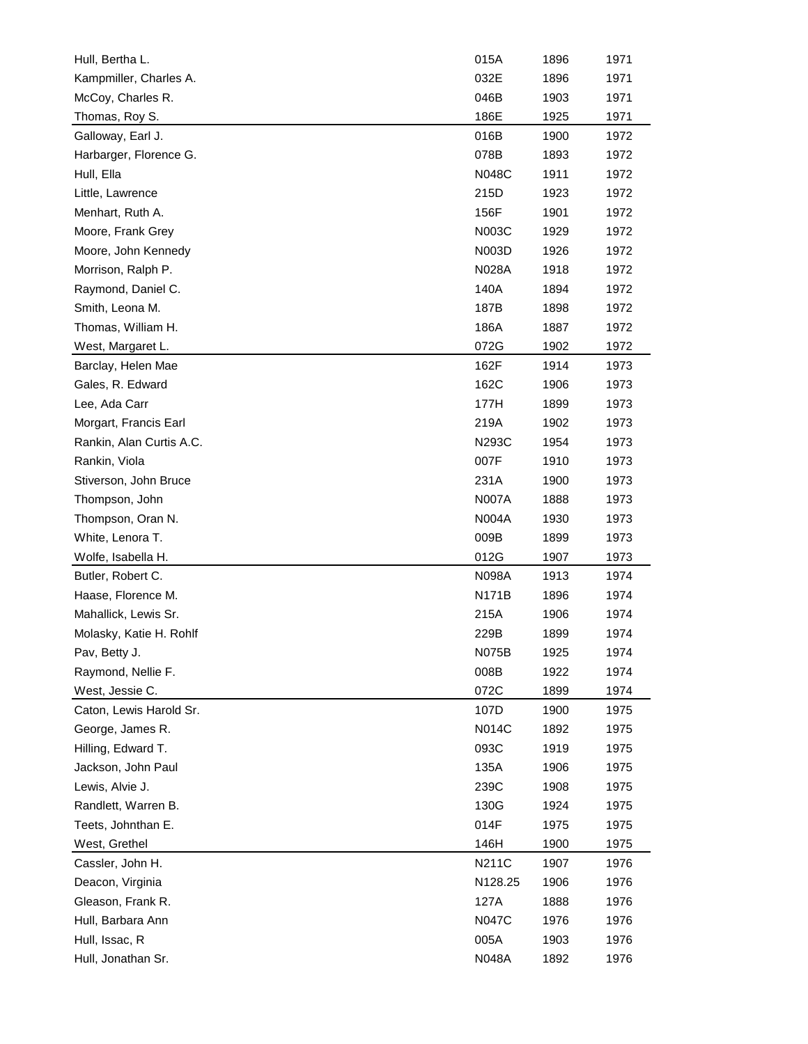| | | | |
|---|---|---|---|
| Hull, Bertha L. | 015A | 1896 | 1971 |
| Kampmiller, Charles A. | 032E | 1896 | 1971 |
| McCoy, Charles R. | 046B | 1903 | 1971 |
| Thomas, Roy S. | 186E | 1925 | 1971 |
| Galloway, Earl J. | 016B | 1900 | 1972 |
| Harbarger, Florence G. | 078B | 1893 | 1972 |
| Hull, Ella | N048C | 1911 | 1972 |
| Little, Lawrence | 215D | 1923 | 1972 |
| Menhart, Ruth A. | 156F | 1901 | 1972 |
| Moore, Frank Grey | N003C | 1929 | 1972 |
| Moore, John Kennedy | N003D | 1926 | 1972 |
| Morrison, Ralph P. | N028A | 1918 | 1972 |
| Raymond, Daniel C. | 140A | 1894 | 1972 |
| Smith, Leona M. | 187B | 1898 | 1972 |
| Thomas, William H. | 186A | 1887 | 1972 |
| West, Margaret L. | 072G | 1902 | 1972 |
| Barclay, Helen Mae | 162F | 1914 | 1973 |
| Gales, R. Edward | 162C | 1906 | 1973 |
| Lee, Ada Carr | 177H | 1899 | 1973 |
| Morgart, Francis Earl | 219A | 1902 | 1973 |
| Rankin, Alan Curtis A.C. | N293C | 1954 | 1973 |
| Rankin, Viola | 007F | 1910 | 1973 |
| Stiverson, John Bruce | 231A | 1900 | 1973 |
| Thompson, John | N007A | 1888 | 1973 |
| Thompson, Oran N. | N004A | 1930 | 1973 |
| White, Lenora T. | 009B | 1899 | 1973 |
| Wolfe, Isabella H. | 012G | 1907 | 1973 |
| Butler, Robert C. | N098A | 1913 | 1974 |
| Haase, Florence M. | N171B | 1896 | 1974 |
| Mahallick, Lewis Sr. | 215A | 1906 | 1974 |
| Molasky, Katie H. Rohlf | 229B | 1899 | 1974 |
| Pav, Betty J. | N075B | 1925 | 1974 |
| Raymond, Nellie F. | 008B | 1922 | 1974 |
| West, Jessie C. | 072C | 1899 | 1974 |
| Caton, Lewis Harold Sr. | 107D | 1900 | 1975 |
| George, James R. | N014C | 1892 | 1975 |
| Hilling, Edward T. | 093C | 1919 | 1975 |
| Jackson, John Paul | 135A | 1906 | 1975 |
| Lewis, Alvie J. | 239C | 1908 | 1975 |
| Randlett, Warren B. | 130G | 1924 | 1975 |
| Teets, Johnthan E. | 014F | 1975 | 1975 |
| West, Grethel | 146H | 1900 | 1975 |
| Cassler, John H. | N211C | 1907 | 1976 |
| Deacon, Virginia | N128.25 | 1906 | 1976 |
| Gleason, Frank R. | 127A | 1888 | 1976 |
| Hull, Barbara Ann | N047C | 1976 | 1976 |
| Hull, Issac, R | 005A | 1903 | 1976 |
| Hull, Jonathan Sr. | N048A | 1892 | 1976 |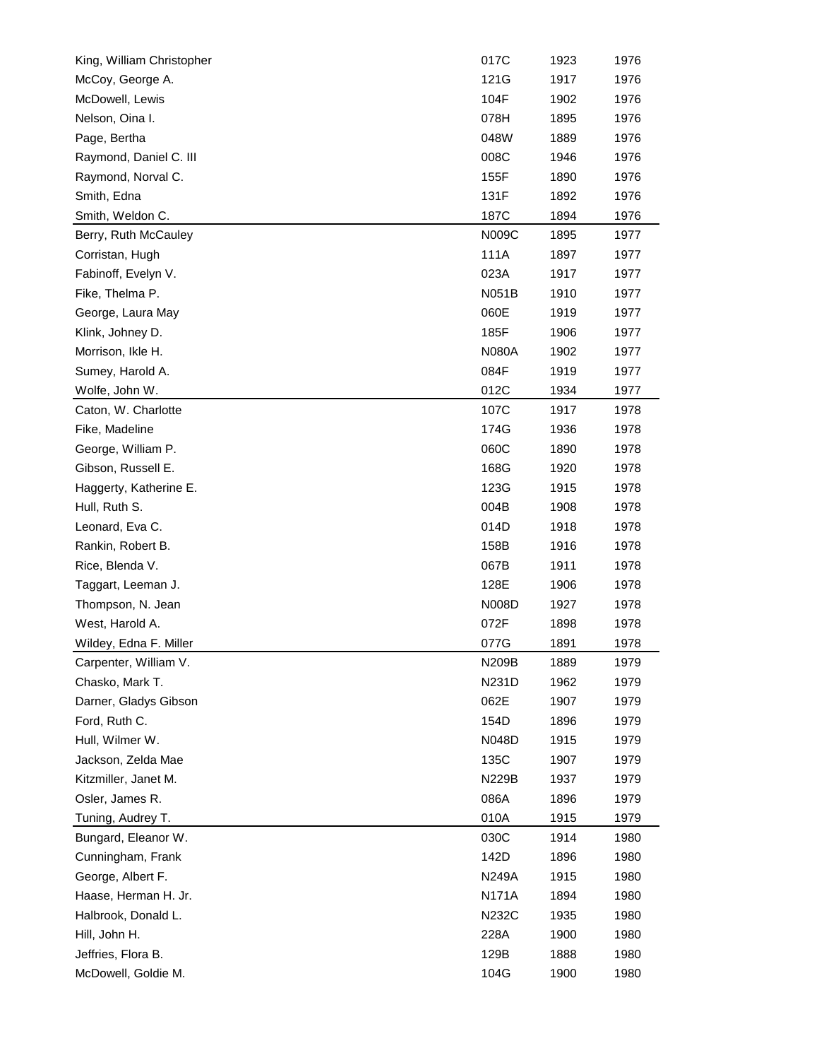| | | | |
|---|---|---|---|
| King, William Christopher | 017C | 1923 | 1976 |
| McCoy, George A. | 121G | 1917 | 1976 |
| McDowell, Lewis | 104F | 1902 | 1976 |
| Nelson, Oina I. | 078H | 1895 | 1976 |
| Page, Bertha | 048W | 1889 | 1976 |
| Raymond, Daniel C. III | 008C | 1946 | 1976 |
| Raymond, Norval C. | 155F | 1890 | 1976 |
| Smith, Edna | 131F | 1892 | 1976 |
| Smith, Weldon C. | 187C | 1894 | 1976 |
| Berry, Ruth McCauley | N009C | 1895 | 1977 |
| Corristan, Hugh | 111A | 1897 | 1977 |
| Fabinoff, Evelyn V. | 023A | 1917 | 1977 |
| Fike, Thelma P. | N051B | 1910 | 1977 |
| George, Laura May | 060E | 1919 | 1977 |
| Klink, Johney D. | 185F | 1906 | 1977 |
| Morrison, Ikle H. | N080A | 1902 | 1977 |
| Sumey, Harold A. | 084F | 1919 | 1977 |
| Wolfe, John W. | 012C | 1934 | 1977 |
| Caton, W. Charlotte | 107C | 1917 | 1978 |
| Fike, Madeline | 174G | 1936 | 1978 |
| George, William P. | 060C | 1890 | 1978 |
| Gibson, Russell E. | 168G | 1920 | 1978 |
| Haggerty, Katherine E. | 123G | 1915 | 1978 |
| Hull, Ruth S. | 004B | 1908 | 1978 |
| Leonard, Eva C. | 014D | 1918 | 1978 |
| Rankin, Robert B. | 158B | 1916 | 1978 |
| Rice, Blenda V. | 067B | 1911 | 1978 |
| Taggart, Leeman J. | 128E | 1906 | 1978 |
| Thompson, N. Jean | N008D | 1927 | 1978 |
| West, Harold A. | 072F | 1898 | 1978 |
| Wildey, Edna F. Miller | 077G | 1891 | 1978 |
| Carpenter, William V. | N209B | 1889 | 1979 |
| Chasko, Mark T. | N231D | 1962 | 1979 |
| Darner, Gladys Gibson | 062E | 1907 | 1979 |
| Ford, Ruth C. | 154D | 1896 | 1979 |
| Hull, Wilmer W. | N048D | 1915 | 1979 |
| Jackson, Zelda Mae | 135C | 1907 | 1979 |
| Kitzmiller, Janet M. | N229B | 1937 | 1979 |
| Osler, James R. | 086A | 1896 | 1979 |
| Tuning, Audrey T. | 010A | 1915 | 1979 |
| Bungard, Eleanor W. | 030C | 1914 | 1980 |
| Cunningham, Frank | 142D | 1896 | 1980 |
| George, Albert F. | N249A | 1915 | 1980 |
| Haase, Herman H. Jr. | N171A | 1894 | 1980 |
| Halbrook, Donald L. | N232C | 1935 | 1980 |
| Hill, John H. | 228A | 1900 | 1980 |
| Jeffries, Flora B. | 129B | 1888 | 1980 |
| McDowell, Goldie M. | 104G | 1900 | 1980 |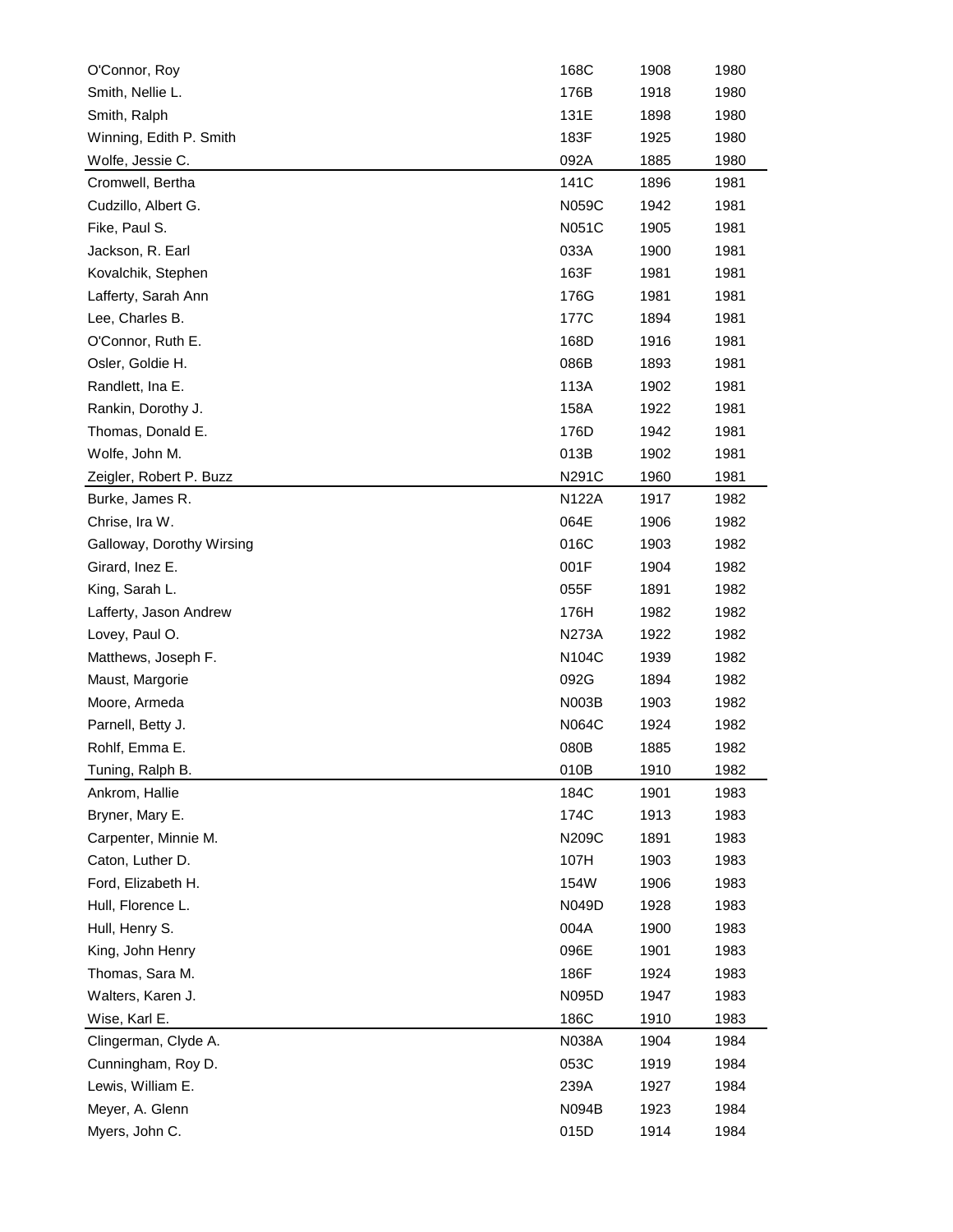| | | | |
|---|---|---|---|
| O'Connor, Roy | 168C | 1908 | 1980 |
| Smith, Nellie L. | 176B | 1918 | 1980 |
| Smith, Ralph | 131E | 1898 | 1980 |
| Winning, Edith P. Smith | 183F | 1925 | 1980 |
| Wolfe, Jessie C. | 092A | 1885 | 1980 |
| Cromwell, Bertha | 141C | 1896 | 1981 |
| Cudzillo, Albert G. | N059C | 1942 | 1981 |
| Fike, Paul S. | N051C | 1905 | 1981 |
| Jackson, R. Earl | 033A | 1900 | 1981 |
| Kovalchik, Stephen | 163F | 1981 | 1981 |
| Lafferty, Sarah Ann | 176G | 1981 | 1981 |
| Lee, Charles B. | 177C | 1894 | 1981 |
| O'Connor, Ruth E. | 168D | 1916 | 1981 |
| Osler, Goldie H. | 086B | 1893 | 1981 |
| Randlett, Ina E. | 113A | 1902 | 1981 |
| Rankin, Dorothy J. | 158A | 1922 | 1981 |
| Thomas, Donald E. | 176D | 1942 | 1981 |
| Wolfe, John M. | 013B | 1902 | 1981 |
| Zeigler, Robert P. Buzz | N291C | 1960 | 1981 |
| Burke, James R. | N122A | 1917 | 1982 |
| Chrise, Ira W. | 064E | 1906 | 1982 |
| Galloway, Dorothy Wirsing | 016C | 1903 | 1982 |
| Girard, Inez E. | 001F | 1904 | 1982 |
| King, Sarah L. | 055F | 1891 | 1982 |
| Lafferty, Jason Andrew | 176H | 1982 | 1982 |
| Lovey, Paul O. | N273A | 1922 | 1982 |
| Matthews, Joseph F. | N104C | 1939 | 1982 |
| Maust, Margorie | 092G | 1894 | 1982 |
| Moore, Armeda | N003B | 1903 | 1982 |
| Parnell, Betty J. | N064C | 1924 | 1982 |
| Rohlf, Emma E. | 080B | 1885 | 1982 |
| Tuning, Ralph B. | 010B | 1910 | 1982 |
| Ankrom, Hallie | 184C | 1901 | 1983 |
| Bryner, Mary E. | 174C | 1913 | 1983 |
| Carpenter, Minnie M. | N209C | 1891 | 1983 |
| Caton, Luther D. | 107H | 1903 | 1983 |
| Ford, Elizabeth H. | 154W | 1906 | 1983 |
| Hull, Florence L. | N049D | 1928 | 1983 |
| Hull, Henry S. | 004A | 1900 | 1983 |
| King, John Henry | 096E | 1901 | 1983 |
| Thomas, Sara M. | 186F | 1924 | 1983 |
| Walters, Karen J. | N095D | 1947 | 1983 |
| Wise, Karl E. | 186C | 1910 | 1983 |
| Clingerman, Clyde A. | N038A | 1904 | 1984 |
| Cunningham, Roy D. | 053C | 1919 | 1984 |
| Lewis, William E. | 239A | 1927 | 1984 |
| Meyer, A. Glenn | N094B | 1923 | 1984 |
| Myers, John C. | 015D | 1914 | 1984 |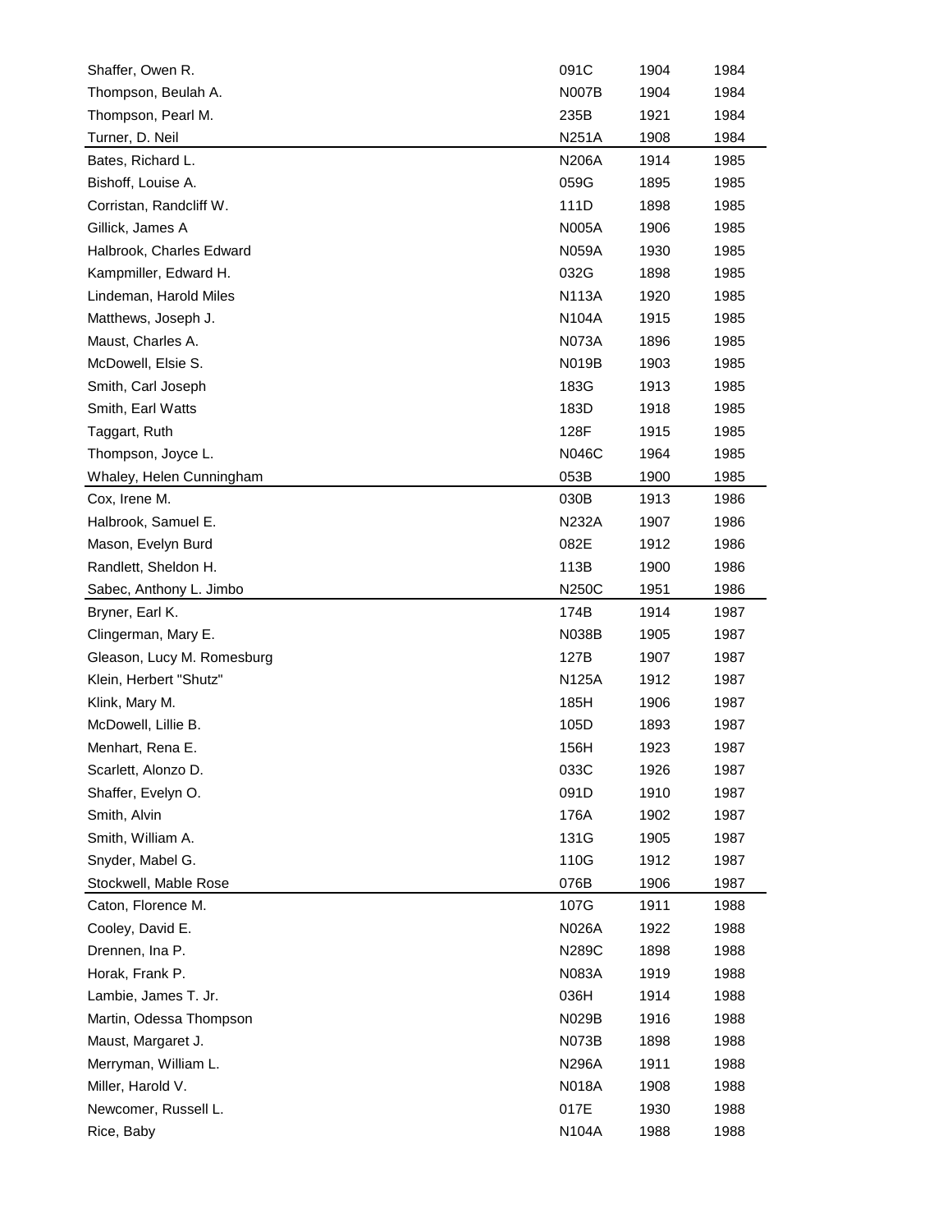| | | | |
|---|---|---|---|
| Shaffer, Owen R. | 091C | 1904 | 1984 |
| Thompson, Beulah A. | N007B | 1904 | 1984 |
| Thompson, Pearl M. | 235B | 1921 | 1984 |
| Turner, D. Neil | N251A | 1908 | 1984 |
| Bates, Richard L. | N206A | 1914 | 1985 |
| Bishoff, Louise A. | 059G | 1895 | 1985 |
| Corristan, Randcliff W. | 111D | 1898 | 1985 |
| Gillick, James A | N005A | 1906 | 1985 |
| Halbrook, Charles Edward | N059A | 1930 | 1985 |
| Kampmiller, Edward H. | 032G | 1898 | 1985 |
| Lindeman, Harold Miles | N113A | 1920 | 1985 |
| Matthews, Joseph J. | N104A | 1915 | 1985 |
| Maust, Charles A. | N073A | 1896 | 1985 |
| McDowell, Elsie S. | N019B | 1903 | 1985 |
| Smith, Carl Joseph | 183G | 1913 | 1985 |
| Smith, Earl Watts | 183D | 1918 | 1985 |
| Taggart, Ruth | 128F | 1915 | 1985 |
| Thompson, Joyce L. | N046C | 1964 | 1985 |
| Whaley, Helen Cunningham | 053B | 1900 | 1985 |
| Cox, Irene M. | 030B | 1913 | 1986 |
| Halbrook, Samuel E. | N232A | 1907 | 1986 |
| Mason, Evelyn Burd | 082E | 1912 | 1986 |
| Randlett, Sheldon H. | 113B | 1900 | 1986 |
| Sabec, Anthony L. Jimbo | N250C | 1951 | 1986 |
| Bryner, Earl K. | 174B | 1914 | 1987 |
| Clingerman, Mary E. | N038B | 1905 | 1987 |
| Gleason, Lucy M. Romesburg | 127B | 1907 | 1987 |
| Klein, Herbert "Shutz" | N125A | 1912 | 1987 |
| Klink, Mary M. | 185H | 1906 | 1987 |
| McDowell, Lillie B. | 105D | 1893 | 1987 |
| Menhart, Rena E. | 156H | 1923 | 1987 |
| Scarlett, Alonzo D. | 033C | 1926 | 1987 |
| Shaffer, Evelyn O. | 091D | 1910 | 1987 |
| Smith, Alvin | 176A | 1902 | 1987 |
| Smith, William A. | 131G | 1905 | 1987 |
| Snyder, Mabel G. | 110G | 1912 | 1987 |
| Stockwell, Mable Rose | 076B | 1906 | 1987 |
| Caton, Florence M. | 107G | 1911 | 1988 |
| Cooley, David E. | N026A | 1922 | 1988 |
| Drennen, Ina P. | N289C | 1898 | 1988 |
| Horak, Frank P. | N083A | 1919 | 1988 |
| Lambie, James T. Jr. | 036H | 1914 | 1988 |
| Martin, Odessa Thompson | N029B | 1916 | 1988 |
| Maust, Margaret J. | N073B | 1898 | 1988 |
| Merryman, William L. | N296A | 1911 | 1988 |
| Miller, Harold V. | N018A | 1908 | 1988 |
| Newcomer, Russell L. | 017E | 1930 | 1988 |
| Rice, Baby | N104A | 1988 | 1988 |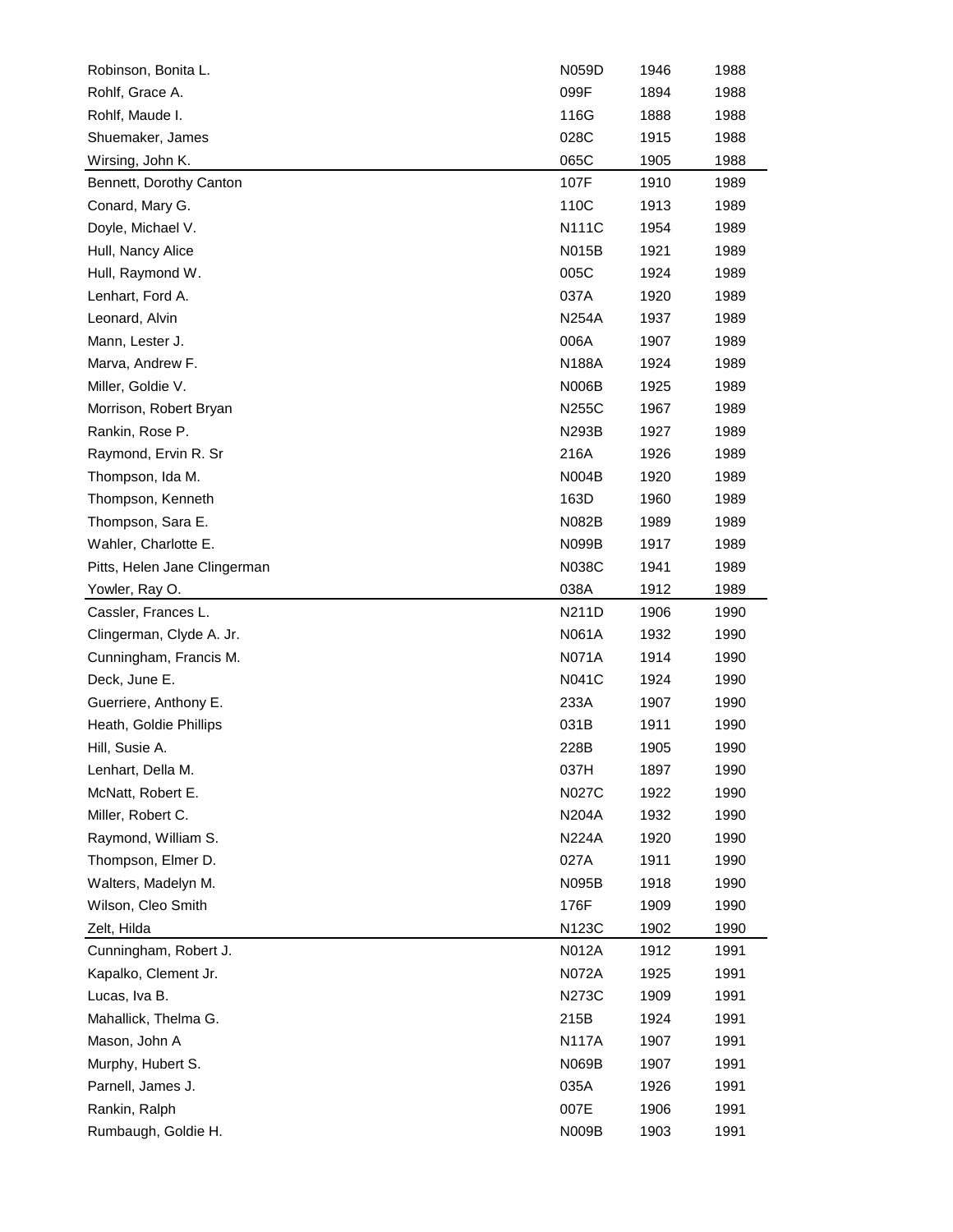| | | | |
|---|---|---|---|
| Robinson, Bonita L. | N059D | 1946 | 1988 |
| Rohlf, Grace A. | 099F | 1894 | 1988 |
| Rohlf, Maude I. | 116G | 1888 | 1988 |
| Shuemaker, James | 028C | 1915 | 1988 |
| Wirsing, John K. | 065C | 1905 | 1988 |
| Bennett, Dorothy Canton | 107F | 1910 | 1989 |
| Conard, Mary G. | 110C | 1913 | 1989 |
| Doyle, Michael V. | N111C | 1954 | 1989 |
| Hull, Nancy Alice | N015B | 1921 | 1989 |
| Hull, Raymond W. | 005C | 1924 | 1989 |
| Lenhart, Ford A. | 037A | 1920 | 1989 |
| Leonard, Alvin | N254A | 1937 | 1989 |
| Mann, Lester J. | 006A | 1907 | 1989 |
| Marva, Andrew F. | N188A | 1924 | 1989 |
| Miller, Goldie V. | N006B | 1925 | 1989 |
| Morrison, Robert Bryan | N255C | 1967 | 1989 |
| Rankin, Rose P. | N293B | 1927 | 1989 |
| Raymond, Ervin R. Sr | 216A | 1926 | 1989 |
| Thompson, Ida M. | N004B | 1920 | 1989 |
| Thompson, Kenneth | 163D | 1960 | 1989 |
| Thompson, Sara E. | N082B | 1989 | 1989 |
| Wahler, Charlotte E. | N099B | 1917 | 1989 |
| Pitts, Helen Jane Clingerman | N038C | 1941 | 1989 |
| Yowler, Ray O. | 038A | 1912 | 1989 |
| Cassler, Frances L. | N211D | 1906 | 1990 |
| Clingerman, Clyde A. Jr. | N061A | 1932 | 1990 |
| Cunningham, Francis M. | N071A | 1914 | 1990 |
| Deck, June E. | N041C | 1924 | 1990 |
| Guerriere, Anthony E. | 233A | 1907 | 1990 |
| Heath, Goldie Phillips | 031B | 1911 | 1990 |
| Hill, Susie A. | 228B | 1905 | 1990 |
| Lenhart, Della M. | 037H | 1897 | 1990 |
| McNatt, Robert E. | N027C | 1922 | 1990 |
| Miller, Robert C. | N204A | 1932 | 1990 |
| Raymond, William S. | N224A | 1920 | 1990 |
| Thompson, Elmer D. | 027A | 1911 | 1990 |
| Walters, Madelyn M. | N095B | 1918 | 1990 |
| Wilson, Cleo Smith | 176F | 1909 | 1990 |
| Zelt, Hilda | N123C | 1902 | 1990 |
| Cunningham, Robert J. | N012A | 1912 | 1991 |
| Kapalko, Clement Jr. | N072A | 1925 | 1991 |
| Lucas, Iva B. | N273C | 1909 | 1991 |
| Mahallick, Thelma G. | 215B | 1924 | 1991 |
| Mason, John A | N117A | 1907 | 1991 |
| Murphy, Hubert S. | N069B | 1907 | 1991 |
| Parnell, James J. | 035A | 1926 | 1991 |
| Rankin, Ralph | 007E | 1906 | 1991 |
| Rumbaugh, Goldie H. | N009B | 1903 | 1991 |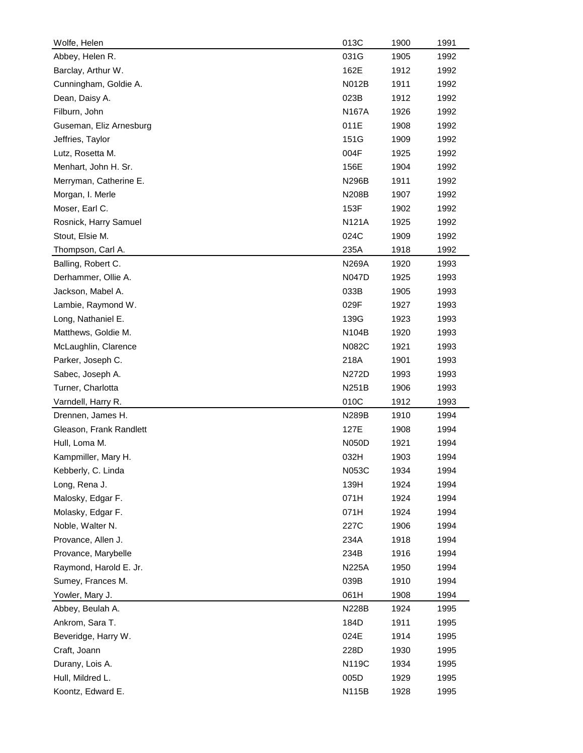| | | | |
|---|---|---|---|
| Wolfe, Helen | 013C | 1900 | 1991 |
| Abbey, Helen R. | 031G | 1905 | 1992 |
| Barclay, Arthur W. | 162E | 1912 | 1992 |
| Cunningham, Goldie A. | N012B | 1911 | 1992 |
| Dean, Daisy A. | 023B | 1912 | 1992 |
| Filburn, John | N167A | 1926 | 1992 |
| Guseman, Eliz Arnesburg | 011E | 1908 | 1992 |
| Jeffries, Taylor | 151G | 1909 | 1992 |
| Lutz, Rosetta M. | 004F | 1925 | 1992 |
| Menhart, John H. Sr. | 156E | 1904 | 1992 |
| Merryman, Catherine E. | N296B | 1911 | 1992 |
| Morgan, I. Merle | N208B | 1907 | 1992 |
| Moser, Earl C. | 153F | 1902 | 1992 |
| Rosnick, Harry Samuel | N121A | 1925 | 1992 |
| Stout, Elsie M. | 024C | 1909 | 1992 |
| Thompson, Carl A. | 235A | 1918 | 1992 |
| Balling, Robert C. | N269A | 1920 | 1993 |
| Derhammer, Ollie A. | N047D | 1925 | 1993 |
| Jackson, Mabel A. | 033B | 1905 | 1993 |
| Lambie, Raymond W. | 029F | 1927 | 1993 |
| Long, Nathaniel E. | 139G | 1923 | 1993 |
| Matthews, Goldie M. | N104B | 1920 | 1993 |
| McLaughlin, Clarence | N082C | 1921 | 1993 |
| Parker, Joseph C. | 218A | 1901 | 1993 |
| Sabec, Joseph A. | N272D | 1993 | 1993 |
| Turner, Charlotta | N251B | 1906 | 1993 |
| Varndell, Harry R. | 010C | 1912 | 1993 |
| Drennen, James H. | N289B | 1910 | 1994 |
| Gleason, Frank Randlett | 127E | 1908 | 1994 |
| Hull, Loma M. | N050D | 1921 | 1994 |
| Kampmiller, Mary H. | 032H | 1903 | 1994 |
| Kebberly, C. Linda | N053C | 1934 | 1994 |
| Long, Rena J. | 139H | 1924 | 1994 |
| Malosky, Edgar F. | 071H | 1924 | 1994 |
| Molasky, Edgar F. | 071H | 1924 | 1994 |
| Noble, Walter N. | 227C | 1906 | 1994 |
| Provance, Allen J. | 234A | 1918 | 1994 |
| Provance, Marybelle | 234B | 1916 | 1994 |
| Raymond, Harold E. Jr. | N225A | 1950 | 1994 |
| Sumey, Frances M. | 039B | 1910 | 1994 |
| Yowler, Mary J. | 061H | 1908 | 1994 |
| Abbey, Beulah A. | N228B | 1924 | 1995 |
| Ankrom, Sara T. | 184D | 1911 | 1995 |
| Beveridge, Harry W. | 024E | 1914 | 1995 |
| Craft, Joann | 228D | 1930 | 1995 |
| Durany, Lois A. | N119C | 1934 | 1995 |
| Hull, Mildred L. | 005D | 1929 | 1995 |
| Koontz, Edward E. | N115B | 1928 | 1995 |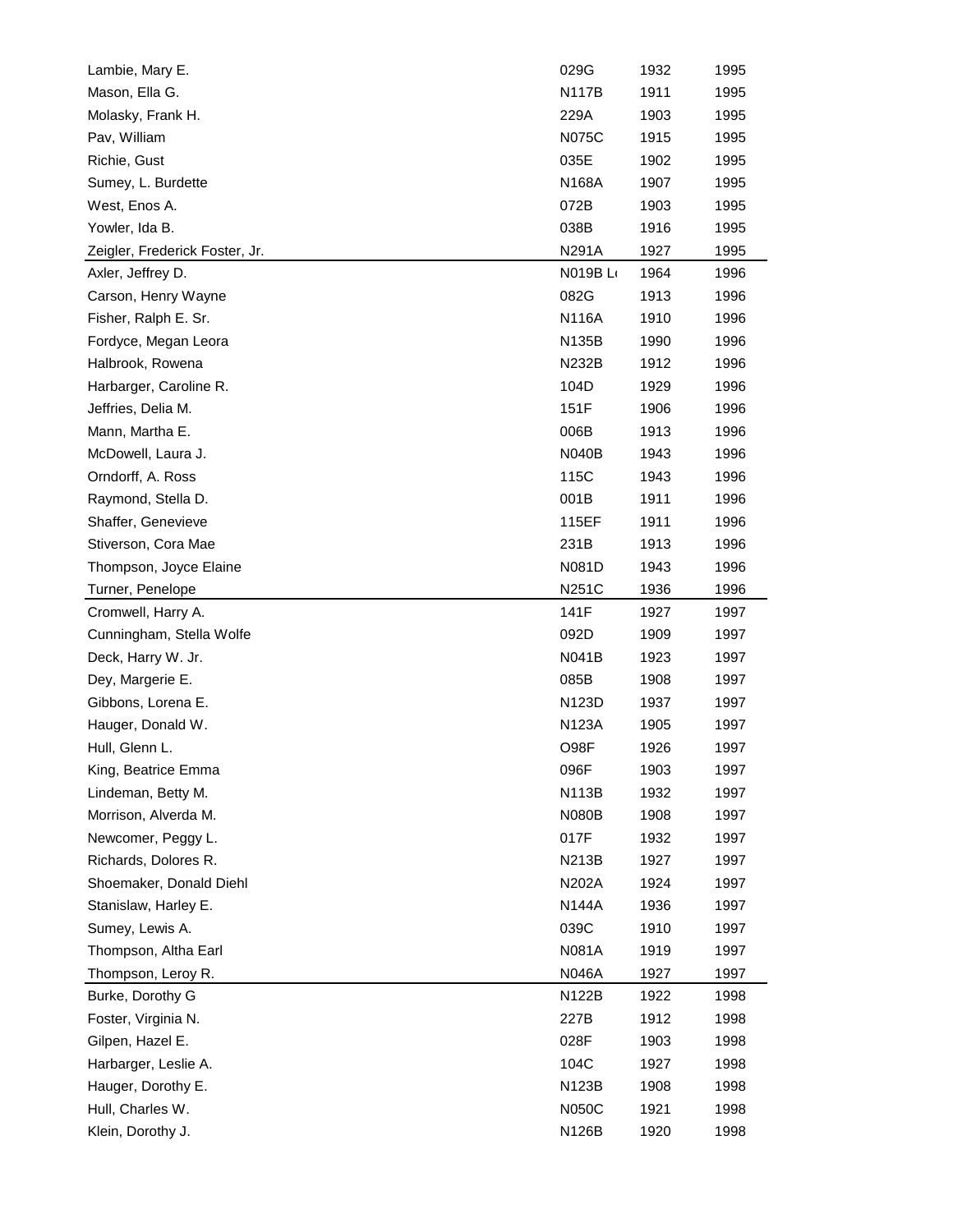| | | | |
|---|---|---|---|
| Lambie, Mary E. | 029G | 1932 | 1995 |
| Mason, Ella G. | N117B | 1911 | 1995 |
| Molasky, Frank H. | 229A | 1903 | 1995 |
| Pav, William | N075C | 1915 | 1995 |
| Richie, Gust | 035E | 1902 | 1995 |
| Sumey, L. Burdette | N168A | 1907 | 1995 |
| West, Enos A. | 072B | 1903 | 1995 |
| Yowler, Ida B. | 038B | 1916 | 1995 |
| Zeigler, Frederick Foster, Jr. | N291A | 1927 | 1995 |
| Axler, Jeffrey D. | N019B L | 1964 | 1996 |
| Carson, Henry Wayne | 082G | 1913 | 1996 |
| Fisher, Ralph E. Sr. | N116A | 1910 | 1996 |
| Fordyce, Megan Leora | N135B | 1990 | 1996 |
| Halbrook, Rowena | N232B | 1912 | 1996 |
| Harbarger, Caroline R. | 104D | 1929 | 1996 |
| Jeffries, Delia M. | 151F | 1906 | 1996 |
| Mann, Martha E. | 006B | 1913 | 1996 |
| McDowell, Laura J. | N040B | 1943 | 1996 |
| Orndorff, A. Ross | 115C | 1943 | 1996 |
| Raymond, Stella D. | 001B | 1911 | 1996 |
| Shaffer, Genevieve | 115EF | 1911 | 1996 |
| Stiverson, Cora Mae | 231B | 1913 | 1996 |
| Thompson, Joyce Elaine | N081D | 1943 | 1996 |
| Turner, Penelope | N251C | 1936 | 1996 |
| Cromwell, Harry A. | 141F | 1927 | 1997 |
| Cunningham, Stella Wolfe | 092D | 1909 | 1997 |
| Deck, Harry W. Jr. | N041B | 1923 | 1997 |
| Dey, Margerie E. | 085B | 1908 | 1997 |
| Gibbons, Lorena E. | N123D | 1937 | 1997 |
| Hauger, Donald W. | N123A | 1905 | 1997 |
| Hull, Glenn L. | O98F | 1926 | 1997 |
| King, Beatrice Emma | 096F | 1903 | 1997 |
| Lindeman, Betty M. | N113B | 1932 | 1997 |
| Morrison, Alverda M. | N080B | 1908 | 1997 |
| Newcomer, Peggy L. | 017F | 1932 | 1997 |
| Richards, Dolores R. | N213B | 1927 | 1997 |
| Shoemaker, Donald Diehl | N202A | 1924 | 1997 |
| Stanislaw, Harley E. | N144A | 1936 | 1997 |
| Sumey, Lewis A. | 039C | 1910 | 1997 |
| Thompson, Altha Earl | N081A | 1919 | 1997 |
| Thompson, Leroy R. | N046A | 1927 | 1997 |
| Burke, Dorothy G | N122B | 1922 | 1998 |
| Foster, Virginia N. | 227B | 1912 | 1998 |
| Gilpen, Hazel E. | 028F | 1903 | 1998 |
| Harbarger, Leslie A. | 104C | 1927 | 1998 |
| Hauger, Dorothy E. | N123B | 1908 | 1998 |
| Hull, Charles W. | N050C | 1921 | 1998 |
| Klein, Dorothy J. | N126B | 1920 | 1998 |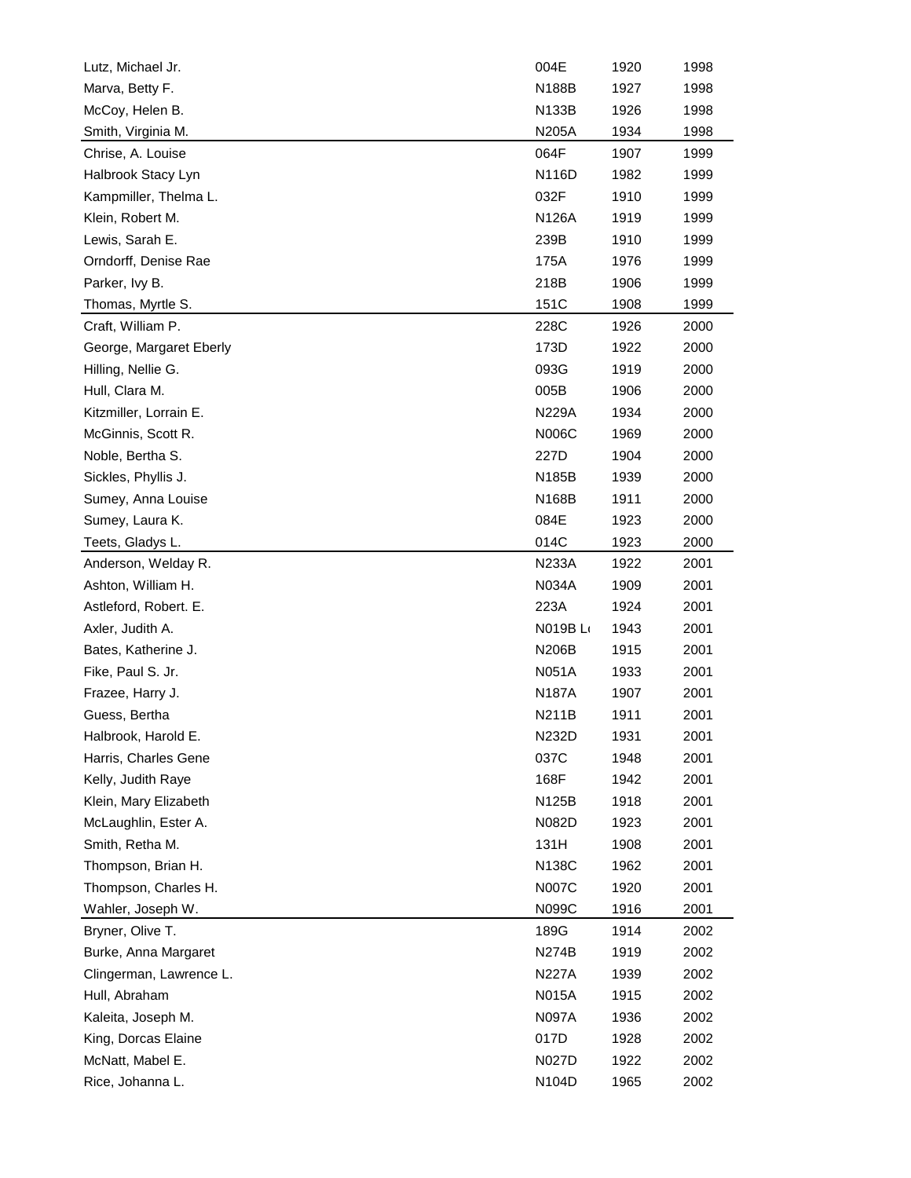| | | | |
|---|---|---|---|
| Lutz, Michael Jr. | 004E | 1920 | 1998 |
| Marva, Betty F. | N188B | 1927 | 1998 |
| McCoy, Helen B. | N133B | 1926 | 1998 |
| Smith, Virginia M. | N205A | 1934 | 1998 |
| Chrise, A. Louise | 064F | 1907 | 1999 |
| Halbrook Stacy Lyn | N116D | 1982 | 1999 |
| Kampmiller, Thelma L. | 032F | 1910 | 1999 |
| Klein, Robert M. | N126A | 1919 | 1999 |
| Lewis, Sarah E. | 239B | 1910 | 1999 |
| Orndorff, Denise Rae | 175A | 1976 | 1999 |
| Parker, Ivy B. | 218B | 1906 | 1999 |
| Thomas, Myrtle S. | 151C | 1908 | 1999 |
| Craft, William P. | 228C | 1926 | 2000 |
| George, Margaret Eberly | 173D | 1922 | 2000 |
| Hilling, Nellie G. | 093G | 1919 | 2000 |
| Hull, Clara M. | 005B | 1906 | 2000 |
| Kitzmiller, Lorrain E. | N229A | 1934 | 2000 |
| McGinnis, Scott R. | N006C | 1969 | 2000 |
| Noble, Bertha S. | 227D | 1904 | 2000 |
| Sickles, Phyllis J. | N185B | 1939 | 2000 |
| Sumey, Anna Louise | N168B | 1911 | 2000 |
| Sumey, Laura K. | 084E | 1923 | 2000 |
| Teets, Gladys L. | 014C | 1923 | 2000 |
| Anderson, Welday R. | N233A | 1922 | 2001 |
| Ashton, William H. | N034A | 1909 | 2001 |
| Astleford, Robert. E. | 223A | 1924 | 2001 |
| Axler, Judith A. | N019B L | 1943 | 2001 |
| Bates, Katherine J. | N206B | 1915 | 2001 |
| Fike, Paul S. Jr. | N051A | 1933 | 2001 |
| Frazee, Harry J. | N187A | 1907 | 2001 |
| Guess, Bertha | N211B | 1911 | 2001 |
| Halbrook, Harold E. | N232D | 1931 | 2001 |
| Harris, Charles Gene | 037C | 1948 | 2001 |
| Kelly, Judith Raye | 168F | 1942 | 2001 |
| Klein, Mary Elizabeth | N125B | 1918 | 2001 |
| McLaughlin, Ester A. | N082D | 1923 | 2001 |
| Smith, Retha M. | 131H | 1908 | 2001 |
| Thompson, Brian H. | N138C | 1962 | 2001 |
| Thompson, Charles H. | N007C | 1920 | 2001 |
| Wahler, Joseph W. | N099C | 1916 | 2001 |
| Bryner, Olive T. | 189G | 1914 | 2002 |
| Burke, Anna Margaret | N274B | 1919 | 2002 |
| Clingerman, Lawrence L. | N227A | 1939 | 2002 |
| Hull, Abraham | N015A | 1915 | 2002 |
| Kaleita, Joseph M. | N097A | 1936 | 2002 |
| King, Dorcas Elaine | 017D | 1928 | 2002 |
| McNatt, Mabel E. | N027D | 1922 | 2002 |
| Rice, Johanna L. | N104D | 1965 | 2002 |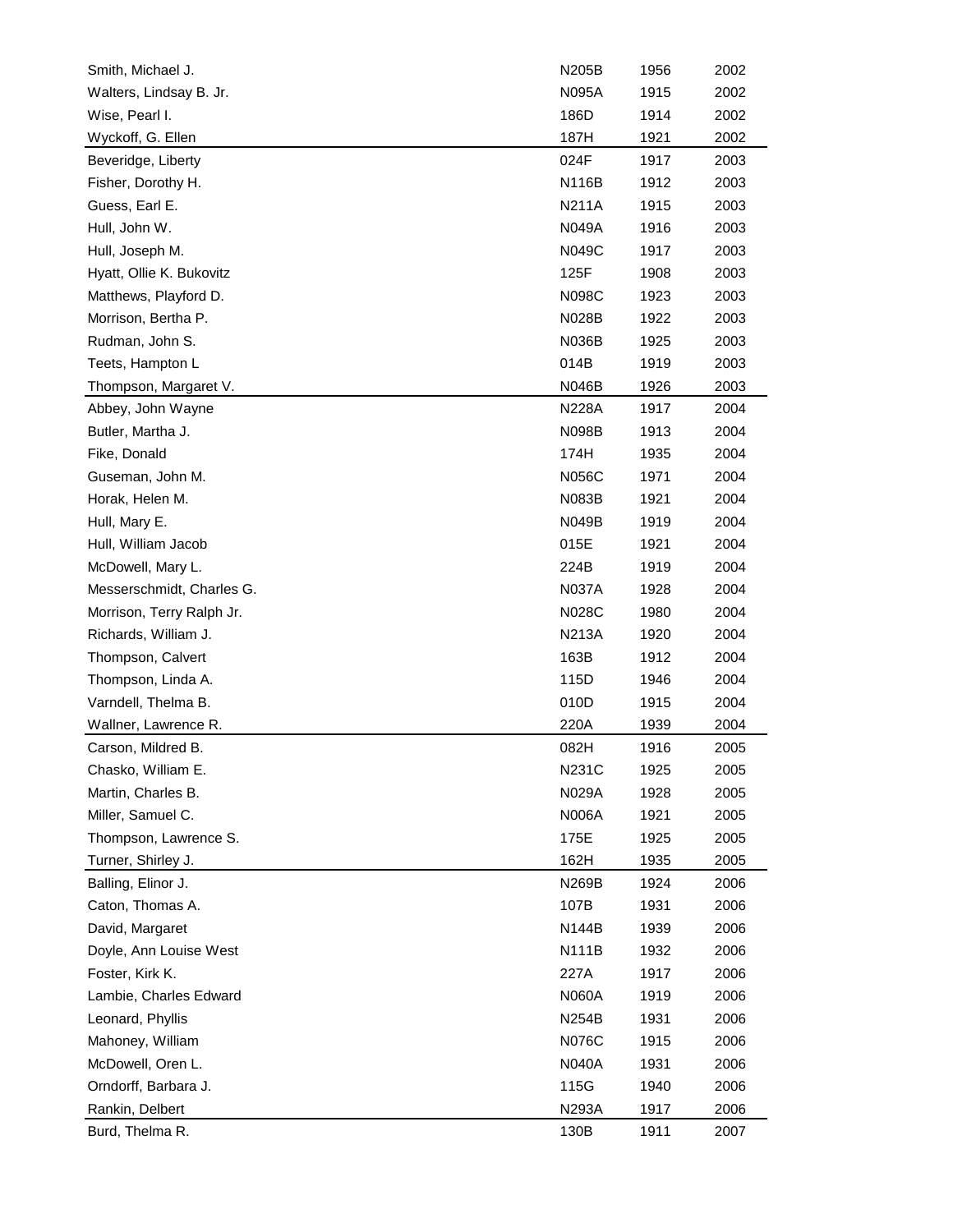| | | | |
|---|---|---|---|
| Smith, Michael J. | N205B | 1956 | 2002 |
| Walters, Lindsay B. Jr. | N095A | 1915 | 2002 |
| Wise, Pearl I. | 186D | 1914 | 2002 |
| Wyckoff, G. Ellen | 187H | 1921 | 2002 |
| Beveridge, Liberty | 024F | 1917 | 2003 |
| Fisher, Dorothy H. | N116B | 1912 | 2003 |
| Guess, Earl E. | N211A | 1915 | 2003 |
| Hull, John W. | N049A | 1916 | 2003 |
| Hull, Joseph M. | N049C | 1917 | 2003 |
| Hyatt, Ollie K. Bukovitz | 125F | 1908 | 2003 |
| Matthews, Playford D. | N098C | 1923 | 2003 |
| Morrison, Bertha P. | N028B | 1922 | 2003 |
| Rudman, John S. | N036B | 1925 | 2003 |
| Teets, Hampton L | 014B | 1919 | 2003 |
| Thompson, Margaret V. | N046B | 1926 | 2003 |
| Abbey, John Wayne | N228A | 1917 | 2004 |
| Butler, Martha J. | N098B | 1913 | 2004 |
| Fike, Donald | 174H | 1935 | 2004 |
| Guseman, John M. | N056C | 1971 | 2004 |
| Horak, Helen M. | N083B | 1921 | 2004 |
| Hull, Mary E. | N049B | 1919 | 2004 |
| Hull, William Jacob | 015E | 1921 | 2004 |
| McDowell, Mary L. | 224B | 1919 | 2004 |
| Messerschmidt, Charles G. | N037A | 1928 | 2004 |
| Morrison, Terry Ralph Jr. | N028C | 1980 | 2004 |
| Richards, William J. | N213A | 1920 | 2004 |
| Thompson, Calvert | 163B | 1912 | 2004 |
| Thompson, Linda A. | 115D | 1946 | 2004 |
| Varndell, Thelma B. | 010D | 1915 | 2004 |
| Wallner, Lawrence R. | 220A | 1939 | 2004 |
| Carson, Mildred B. | 082H | 1916 | 2005 |
| Chasko, William E. | N231C | 1925 | 2005 |
| Martin, Charles B. | N029A | 1928 | 2005 |
| Miller, Samuel C. | N006A | 1921 | 2005 |
| Thompson, Lawrence S. | 175E | 1925 | 2005 |
| Turner, Shirley J. | 162H | 1935 | 2005 |
| Balling, Elinor J. | N269B | 1924 | 2006 |
| Caton, Thomas A. | 107B | 1931 | 2006 |
| David, Margaret | N144B | 1939 | 2006 |
| Doyle, Ann Louise West | N111B | 1932 | 2006 |
| Foster, Kirk K. | 227A | 1917 | 2006 |
| Lambie, Charles Edward | N060A | 1919 | 2006 |
| Leonard, Phyllis | N254B | 1931 | 2006 |
| Mahoney, William | N076C | 1915 | 2006 |
| McDowell, Oren L. | N040A | 1931 | 2006 |
| Orndorff, Barbara J. | 115G | 1940 | 2006 |
| Rankin, Delbert | N293A | 1917 | 2006 |
| Burd, Thelma R. | 130B | 1911 | 2007 |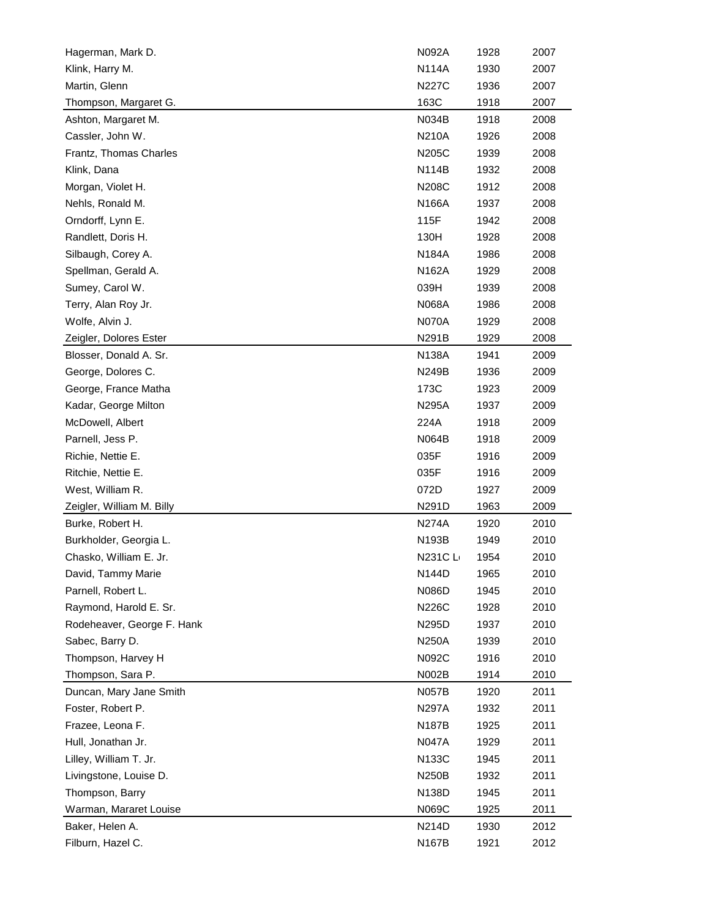| | | | |
|---|---|---|---|
| Hagerman, Mark D. | N092A | 1928 | 2007 |
| Klink, Harry M. | N114A | 1930 | 2007 |
| Martin, Glenn | N227C | 1936 | 2007 |
| Thompson, Margaret G. | 163C | 1918 | 2007 |
| Ashton, Margaret M. | N034B | 1918 | 2008 |
| Cassler, John W. | N210A | 1926 | 2008 |
| Frantz, Thomas Charles | N205C | 1939 | 2008 |
| Klink, Dana | N114B | 1932 | 2008 |
| Morgan, Violet H. | N208C | 1912 | 2008 |
| Nehls, Ronald M. | N166A | 1937 | 2008 |
| Orndorff, Lynn E. | 115F | 1942 | 2008 |
| Randlett, Doris H. | 130H | 1928 | 2008 |
| Silbaugh, Corey A. | N184A | 1986 | 2008 |
| Spellman, Gerald A. | N162A | 1929 | 2008 |
| Sumey, Carol W. | 039H | 1939 | 2008 |
| Terry, Alan Roy Jr. | N068A | 1986 | 2008 |
| Wolfe, Alvin J. | N070A | 1929 | 2008 |
| Zeigler, Dolores Ester | N291B | 1929 | 2008 |
| Blosser, Donald A. Sr. | N138A | 1941 | 2009 |
| George, Dolores C. | N249B | 1936 | 2009 |
| George, France Matha | 173C | 1923 | 2009 |
| Kadar, George Milton | N295A | 1937 | 2009 |
| McDowell, Albert | 224A | 1918 | 2009 |
| Parnell, Jess P. | N064B | 1918 | 2009 |
| Richie, Nettie E. | 035F | 1916 | 2009 |
| Ritchie, Nettie E. | 035F | 1916 | 2009 |
| West, William R. | 072D | 1927 | 2009 |
| Zeigler, William M. Billy | N291D | 1963 | 2009 |
| Burke, Robert H. | N274A | 1920 | 2010 |
| Burkholder, Georgia L. | N193B | 1949 | 2010 |
| Chasko, William E. Jr. | N231C L | 1954 | 2010 |
| David, Tammy Marie | N144D | 1965 | 2010 |
| Parnell, Robert L. | N086D | 1945 | 2010 |
| Raymond, Harold E. Sr. | N226C | 1928 | 2010 |
| Rodeheaver, George F. Hank | N295D | 1937 | 2010 |
| Sabec, Barry D. | N250A | 1939 | 2010 |
| Thompson, Harvey H | N092C | 1916 | 2010 |
| Thompson, Sara P. | N002B | 1914 | 2010 |
| Duncan, Mary Jane Smith | N057B | 1920 | 2011 |
| Foster, Robert P. | N297A | 1932 | 2011 |
| Frazee, Leona F. | N187B | 1925 | 2011 |
| Hull, Jonathan Jr. | N047A | 1929 | 2011 |
| Lilley, William T. Jr. | N133C | 1945 | 2011 |
| Livingstone, Louise D. | N250B | 1932 | 2011 |
| Thompson, Barry | N138D | 1945 | 2011 |
| Warman, Mararet Louise | N069C | 1925 | 2011 |
| Baker, Helen A. | N214D | 1930 | 2012 |
| Filburn, Hazel C. | N167B | 1921 | 2012 |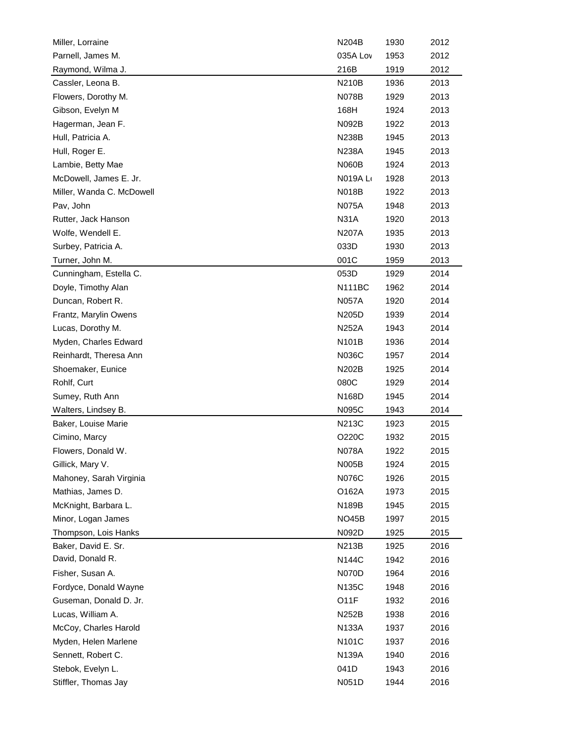| | | | |
|---|---|---|---|
| Miller, Lorraine | N204B | 1930 | 2012 |
| Parnell, James M. | 035A Lov | 1953 | 2012 |
| Raymond, Wilma J. | 216B | 1919 | 2012 |
| Cassler, Leona B. | N210B | 1936 | 2013 |
| Flowers, Dorothy M. | N078B | 1929 | 2013 |
| Gibson, Evelyn M | 168H | 1924 | 2013 |
| Hagerman, Jean F. | N092B | 1922 | 2013 |
| Hull, Patricia A. | N238B | 1945 | 2013 |
| Hull, Roger E. | N238A | 1945 | 2013 |
| Lambie, Betty Mae | N060B | 1924 | 2013 |
| McDowell, James E. Jr. | N019A Lo | 1928 | 2013 |
| Miller, Wanda C. McDowell | N018B | 1922 | 2013 |
| Pav, John | N075A | 1948 | 2013 |
| Rutter, Jack Hanson | N31A | 1920 | 2013 |
| Wolfe, Wendell E. | N207A | 1935 | 2013 |
| Surbey, Patricia A. | 033D | 1930 | 2013 |
| Turner, John M. | 001C | 1959 | 2013 |
| Cunningham, Estella C. | 053D | 1929 | 2014 |
| Doyle, Timothy Alan | N111BC | 1962 | 2014 |
| Duncan, Robert R. | N057A | 1920 | 2014 |
| Frantz, Marylin Owens | N205D | 1939 | 2014 |
| Lucas, Dorothy M. | N252A | 1943 | 2014 |
| Myden, Charles Edward | N101B | 1936 | 2014 |
| Reinhardt, Theresa Ann | N036C | 1957 | 2014 |
| Shoemaker, Eunice | N202B | 1925 | 2014 |
| Rohlf, Curt | 080C | 1929 | 2014 |
| Sumey, Ruth Ann | N168D | 1945 | 2014 |
| Walters, Lindsey B. | N095C | 1943 | 2014 |
| Baker, Louise Marie | N213C | 1923 | 2015 |
| Cimino, Marcy | O220C | 1932 | 2015 |
| Flowers, Donald W. | N078A | 1922 | 2015 |
| Gillick, Mary V. | N005B | 1924 | 2015 |
| Mahoney, Sarah Virginia | N076C | 1926 | 2015 |
| Mathias, James D. | O162A | 1973 | 2015 |
| McKnight, Barbara L. | N189B | 1945 | 2015 |
| Minor, Logan James | NO45B | 1997 | 2015 |
| Thompson, Lois Hanks | N092D | 1925 | 2015 |
| Baker, David E. Sr. | N213B | 1925 | 2016 |
| David, Donald R. | N144C | 1942 | 2016 |
| Fisher, Susan A. | N070D | 1964 | 2016 |
| Fordyce, Donald Wayne | N135C | 1948 | 2016 |
| Guseman, Donald D. Jr. | O11F | 1932 | 2016 |
| Lucas, William A. | N252B | 1938 | 2016 |
| McCoy, Charles Harold | N133A | 1937 | 2016 |
| Myden, Helen Marlene | N101C | 1937 | 2016 |
| Sennett, Robert C. | N139A | 1940 | 2016 |
| Stebok, Evelyn L. | 041D | 1943 | 2016 |
| Stiffler, Thomas Jay | N051D | 1944 | 2016 |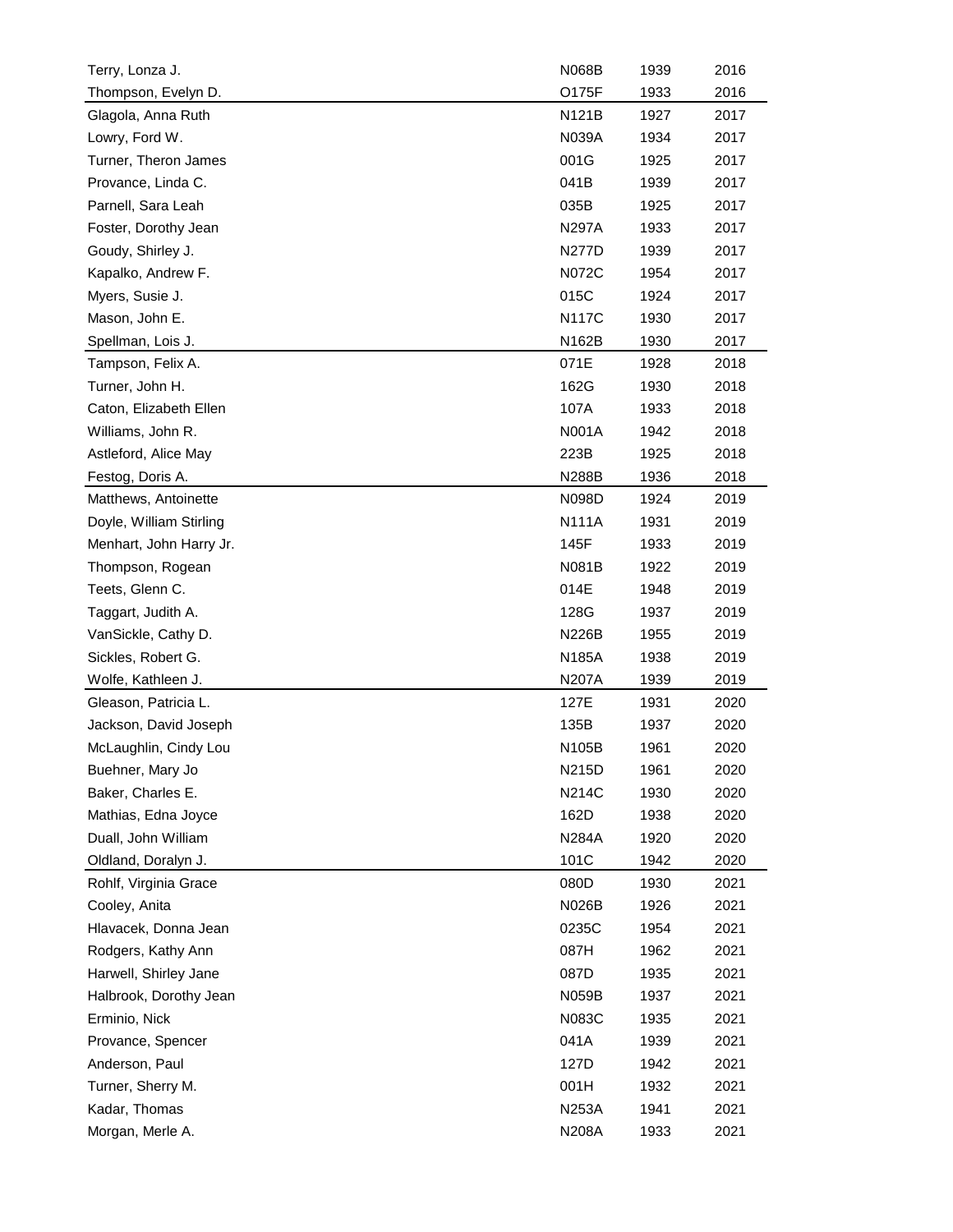| | | | |
|---|---|---|---|
| Terry, Lonza J. | N068B | 1939 | 2016 |
| Thompson, Evelyn D. | O175F | 1933 | 2016 |
| Glagola, Anna Ruth | N121B | 1927 | 2017 |
| Lowry, Ford W. | N039A | 1934 | 2017 |
| Turner, Theron James | 001G | 1925 | 2017 |
| Provance, Linda C. | 041B | 1939 | 2017 |
| Parnell, Sara Leah | 035B | 1925 | 2017 |
| Foster, Dorothy Jean | N297A | 1933 | 2017 |
| Goudy, Shirley J. | N277D | 1939 | 2017 |
| Kapalko, Andrew F. | N072C | 1954 | 2017 |
| Myers, Susie J. | 015C | 1924 | 2017 |
| Mason, John E. | N117C | 1930 | 2017 |
| Spellman, Lois J. | N162B | 1930 | 2017 |
| Tampson, Felix A. | 071E | 1928 | 2018 |
| Turner, John H. | 162G | 1930 | 2018 |
| Caton, Elizabeth Ellen | 107A | 1933 | 2018 |
| Williams, John R. | N001A | 1942 | 2018 |
| Astleford, Alice May | 223B | 1925 | 2018 |
| Festog, Doris A. | N288B | 1936 | 2018 |
| Matthews, Antoinette | N098D | 1924 | 2019 |
| Doyle, William Stirling | N111A | 1931 | 2019 |
| Menhart, John Harry Jr. | 145F | 1933 | 2019 |
| Thompson, Rogean | N081B | 1922 | 2019 |
| Teets, Glenn C. | 014E | 1948 | 2019 |
| Taggart, Judith A. | 128G | 1937 | 2019 |
| VanSickle, Cathy D. | N226B | 1955 | 2019 |
| Sickles, Robert G. | N185A | 1938 | 2019 |
| Wolfe, Kathleen J. | N207A | 1939 | 2019 |
| Gleason, Patricia L. | 127E | 1931 | 2020 |
| Jackson, David Joseph | 135B | 1937 | 2020 |
| McLaughlin, Cindy Lou | N105B | 1961 | 2020 |
| Buehner, Mary Jo | N215D | 1961 | 2020 |
| Baker, Charles E. | N214C | 1930 | 2020 |
| Mathias, Edna Joyce | 162D | 1938 | 2020 |
| Duall, John William | N284A | 1920 | 2020 |
| Oldland, Doralyn J. | 101C | 1942 | 2020 |
| Rohlf, Virginia Grace | 080D | 1930 | 2021 |
| Cooley, Anita | N026B | 1926 | 2021 |
| Hlavacek, Donna Jean | 0235C | 1954 | 2021 |
| Rodgers, Kathy Ann | 087H | 1962 | 2021 |
| Harwell, Shirley Jane | 087D | 1935 | 2021 |
| Halbrook, Dorothy Jean | N059B | 1937 | 2021 |
| Erminio, Nick | N083C | 1935 | 2021 |
| Provance, Spencer | 041A | 1939 | 2021 |
| Anderson, Paul | 127D | 1942 | 2021 |
| Turner, Sherry M. | 001H | 1932 | 2021 |
| Kadar, Thomas | N253A | 1941 | 2021 |
| Morgan, Merle A. | N208A | 1933 | 2021 |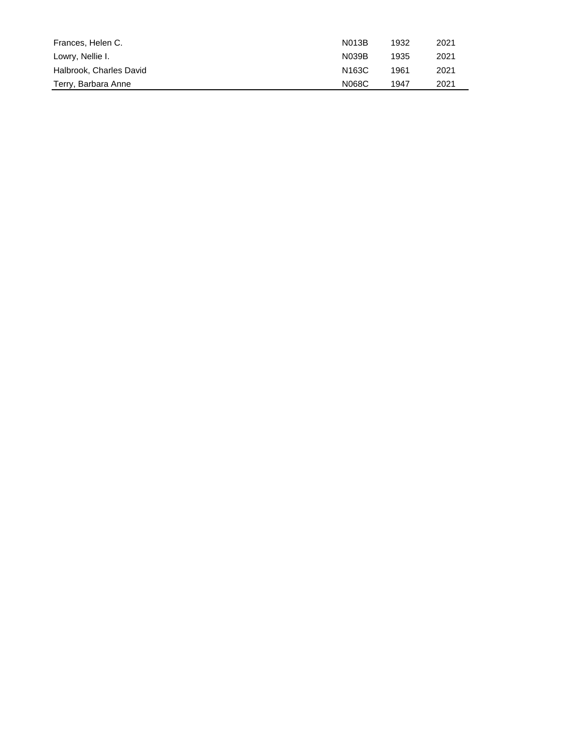| | | | |
|---|---|---|---|
| Frances, Helen C. | N013B | 1932 | 2021 |
| Lowry, Nellie I. | N039B | 1935 | 2021 |
| Halbrook, Charles David | N163C | 1961 | 2021 |
| Terry, Barbara Anne | N068C | 1947 | 2021 |